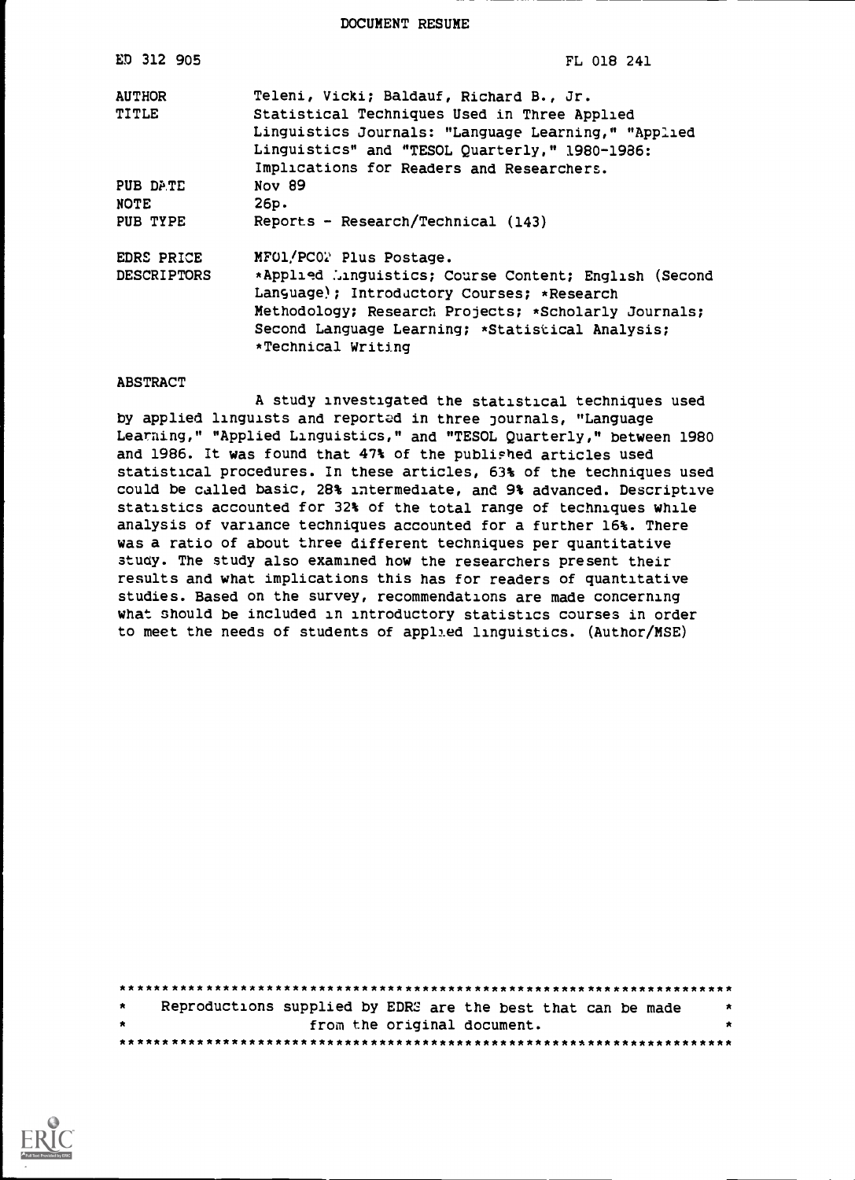DOCUMENT RESUME

| | |
|---|---|
| ED 312 905 | FL 018 241 |
| AUTHOR | Teleni, Vicki; Baldauf, Richard B., Jr. |
| TITLE | Statistical Techniques Used in Three Applied Linguistics Journals: "Language Learning," "Applied Linguistics" and "TESOL Quarterly," 1980-1986: Implications for Readers and Researchers. |
| PUB DATE | Nov 89 |
| NOTE | 26p. |
| PUB TYPE | Reports - Research/Technical (143) |
| EDRS PRICE | MF01/PC02 Plus Postage. |
| DESCRIPTORS | *Applied Linguistics; Course Content; English (Second Language); Introductory Courses; *Research Methodology; Research Projects; *Scholarly Journals; Second Language Learning; *Statistical Analysis; *Technical Writing |

ABSTRACT

A study investigated the statistical techniques used by applied linguists and reported in three journals, "Language Learning," "Applied Linguistics," and "TESOL Quarterly," between 1980 and 1986. It was found that 47% of the published articles used statistical procedures. In these articles, 63% of the techniques used could be called basic, 28% intermediate, and 9% advanced. Descriptive statistics accounted for 32% of the total range of techniques while analysis of variance techniques accounted for a further 16%. There was a ratio of about three different techniques per quantitative study. The study also examined how the researchers present their results and what implications this has for readers of quantitative studies. Based on the survey, recommendations are made concerning what should be included in introductory statistics courses in order to meet the needs of students of applied linguistics. (Author/MSE)

***********************************************************************
* Reproductions supplied by EDRS are the best that can be made *
* from the original document. *
***********************************************************************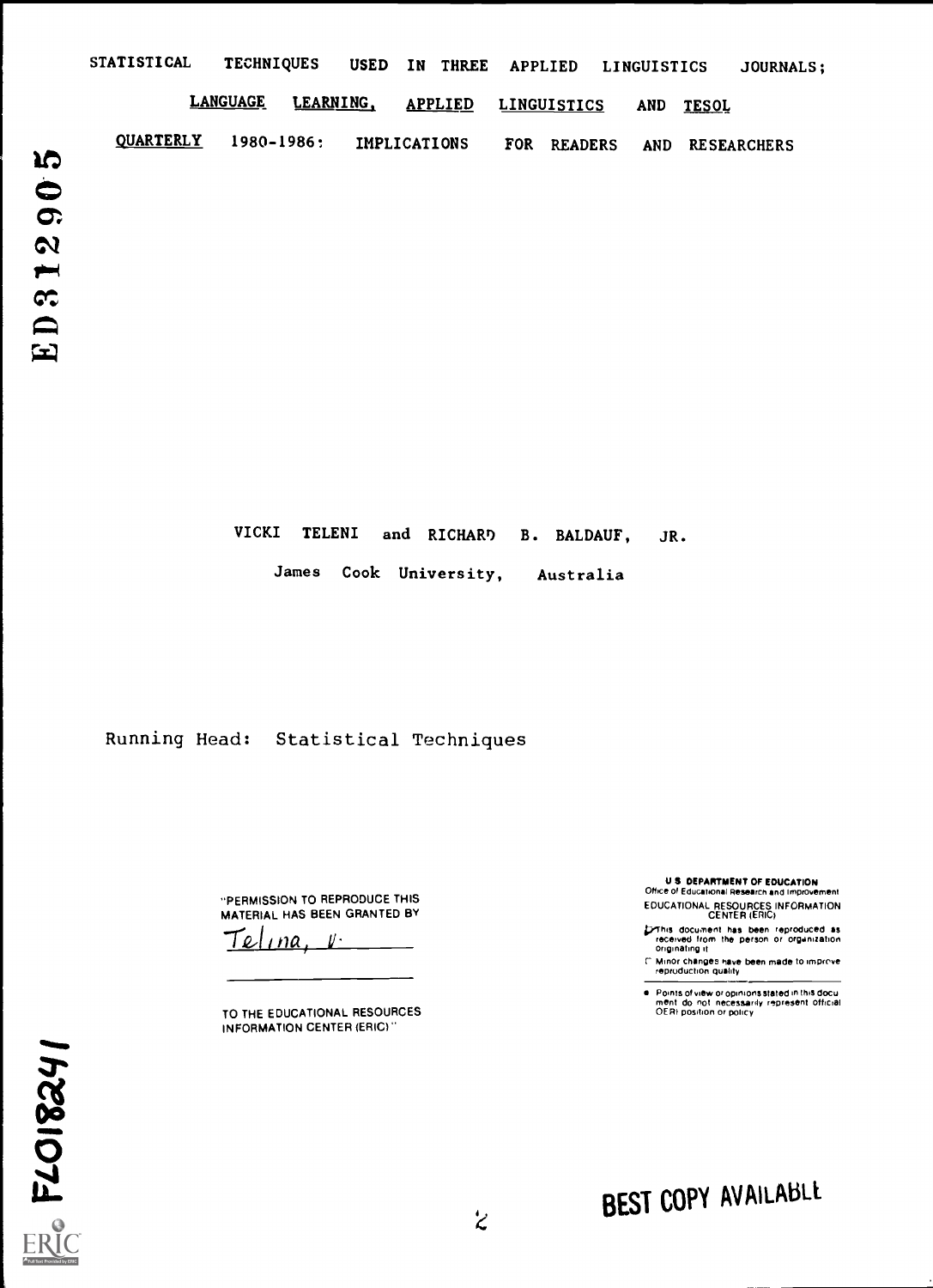# STATISTICAL TECHNIQUES USED IN THREE APPLIED LINGUISTICS JOURNALS; LANGUAGE LEARNING, APPLIED LINGUISTICS AND TESOL QUARTERLY 1980-1986: IMPLICATIONS FOR READERS AND RESEARCHERS

ED312905

VICKI TELENI and RICHARD B. BALDAUF, JR.

James Cook University, Australia

Running Head: Statistical Techniques

"PERMISSION TO REPRODUCE THIS MATERIAL HAS BEEN GRANTED BY

Telina, V.

TO THE EDUCATIONAL RESOURCES INFORMATION CENTER (ERIC)"

U S DEPARTMENT OF EDUCATION
Office of Educational Research and Improvement
EDUCATIONAL RESOURCES INFORMATION CENTER (ERIC)

- This document has been reproduced as received from the person or organization originating it
- Minor changes have been made to improve reproduction quality
- Points of view or opinions stated in this document do not necessarily represent official OERI position or policy

FL018241

BEST COPY AVAILABLE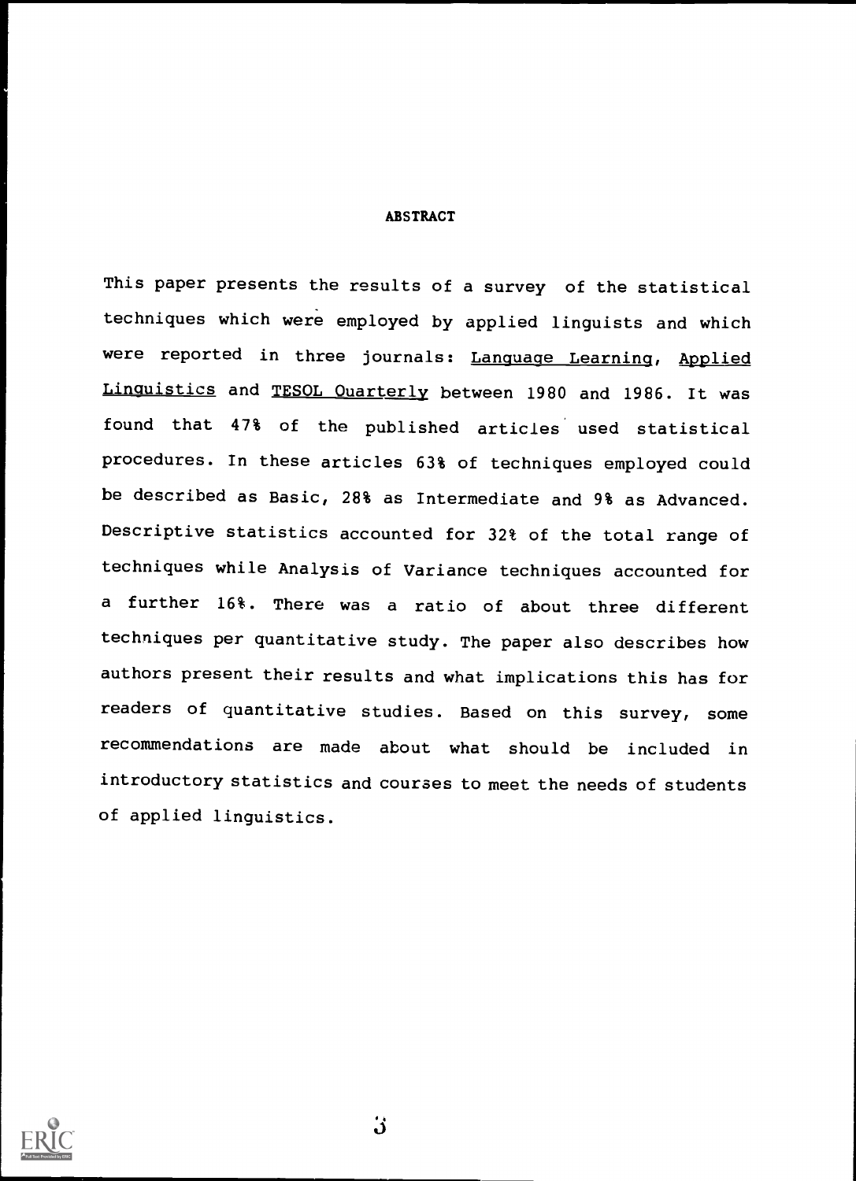## ABSTRACT

This paper presents the results of a survey of the statistical techniques which were employed by applied linguists and which were reported in three journals: Language Learning, Applied Linguistics and TESOL Quarterly between 1980 and 1986. It was found that 47% of the published articles used statistical procedures. In these articles 63% of techniques employed could be described as Basic, 28% as Intermediate and 9% as Advanced. Descriptive statistics accounted for 32% of the total range of techniques while Analysis of Variance techniques accounted for a further 16%. There was a ratio of about three different techniques per quantitative study. The paper also describes how authors present their results and what implications this has for readers of quantitative studies. Based on this survey, some recommendations are made about what should be included in introductory statistics and courses to meet the needs of students of applied linguistics.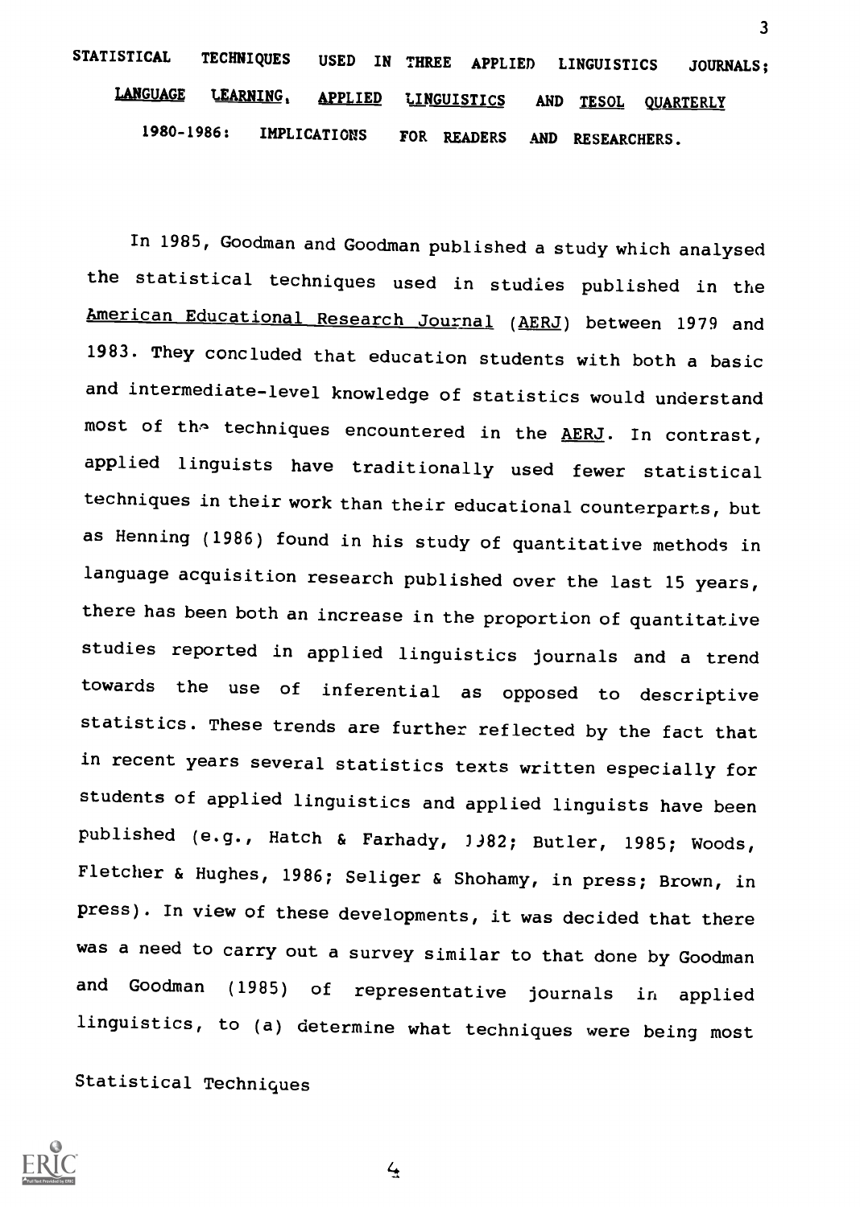# STATISTICAL TECHNIQUES USED IN THREE APPLIED LINGUISTICS JOURNALS; LANGUAGE LEARNING, APPLIED LINGUISTICS AND TESOL QUARTERLY 1980-1986: IMPLICATIONS FOR READERS AND RESEARCHERS.

In 1985, Goodman and Goodman published a study which analysed the statistical techniques used in studies published in the American Educational Research Journal (AERJ) between 1979 and 1983. They concluded that education students with both a basic and intermediate-level knowledge of statistics would understand most of the techniques encountered in the AERJ. In contrast, applied linguists have traditionally used fewer statistical techniques in their work than their educational counterparts, but as Henning (1986) found in his study of quantitative methods in language acquisition research published over the last 15 years, there has been both an increase in the proportion of quantitative studies reported in applied linguistics journals and a trend towards the use of inferential as opposed to descriptive statistics. These trends are further reflected by the fact that in recent years several statistics texts written especially for students of applied linguistics and applied linguists have been published (e.g., Hatch & Farhady, 1982; Butler, 1985; Woods, Fletcher & Hughes, 1986; Seliger & Shohamy, in press; Brown, in press). In view of these developments, it was decided that there was a need to carry out a survey similar to that done by Goodman and Goodman (1985) of representative journals in applied linguistics, to (a) determine what techniques were being most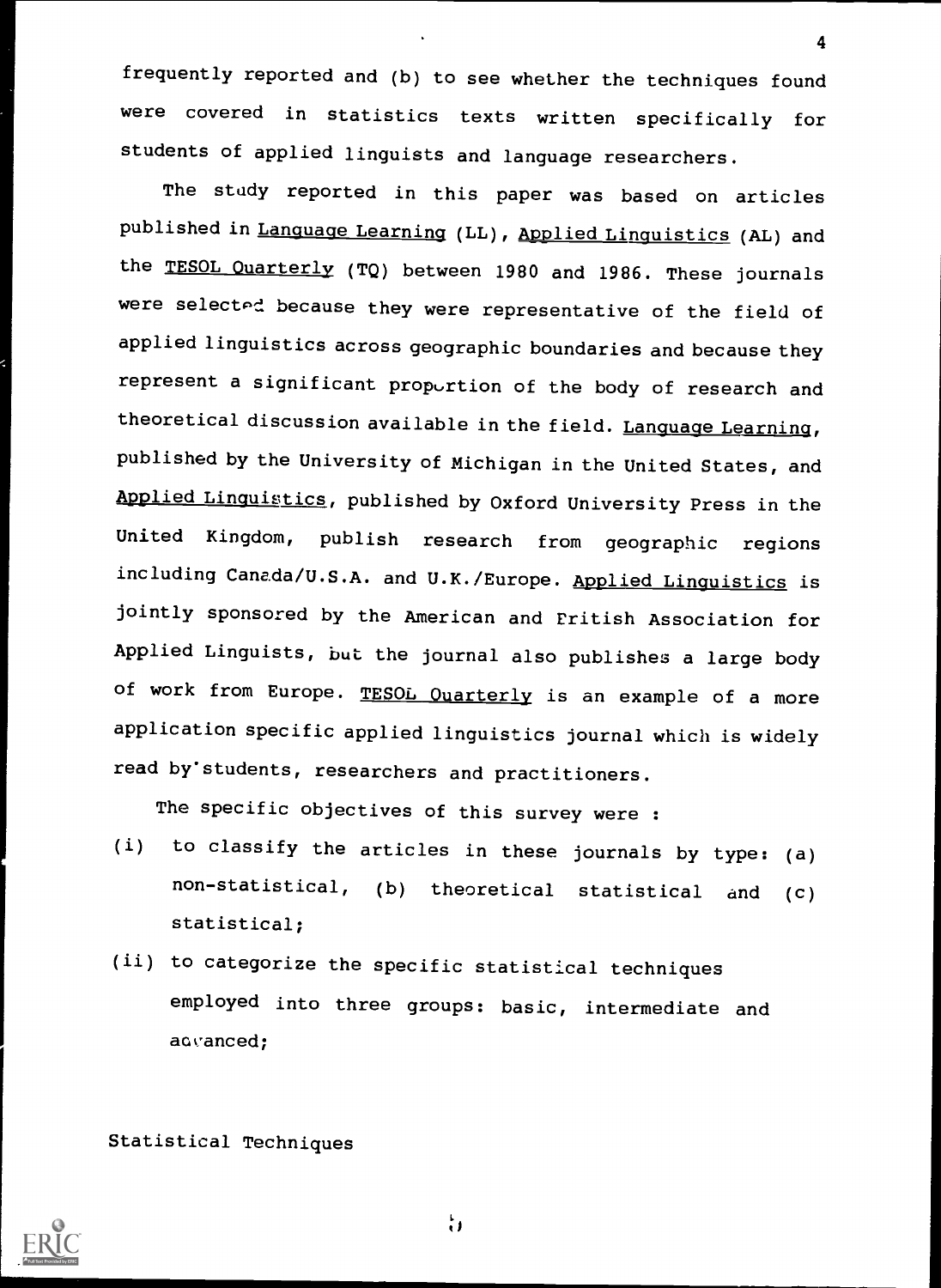frequently reported and (b) to see whether the techniques found were covered in statistics texts written specifically for students of applied linguists and language researchers.

The study reported in this paper was based on articles published in Language Learning (LL), Applied Linguistics (AL) and the TESOL Quarterly (TQ) between 1980 and 1986. These journals were selected because they were representative of the field of applied linguistics across geographic boundaries and because they represent a significant proportion of the body of research and theoretical discussion available in the field. Language Learning, published by the University of Michigan in the United States, and Applied Linguistics, published by Oxford University Press in the United Kingdom, publish research from geographic regions including Canada/U.S.A. and U.K./Europe. Applied Linguistics is jointly sponsored by the American and British Association for Applied Linguists, but the journal also publishes a large body of work from Europe. TESOL Quarterly is an example of a more application specific applied linguistics journal which is widely read by students, researchers and practitioners.

The specific objectives of this survey were :

(i) to classify the articles in these journals by type: (a) non-statistical, (b) theoretical statistical and (c) statistical;

(ii) to categorize the specific statistical techniques employed into three groups: basic, intermediate and advanced;

Statistical Techniques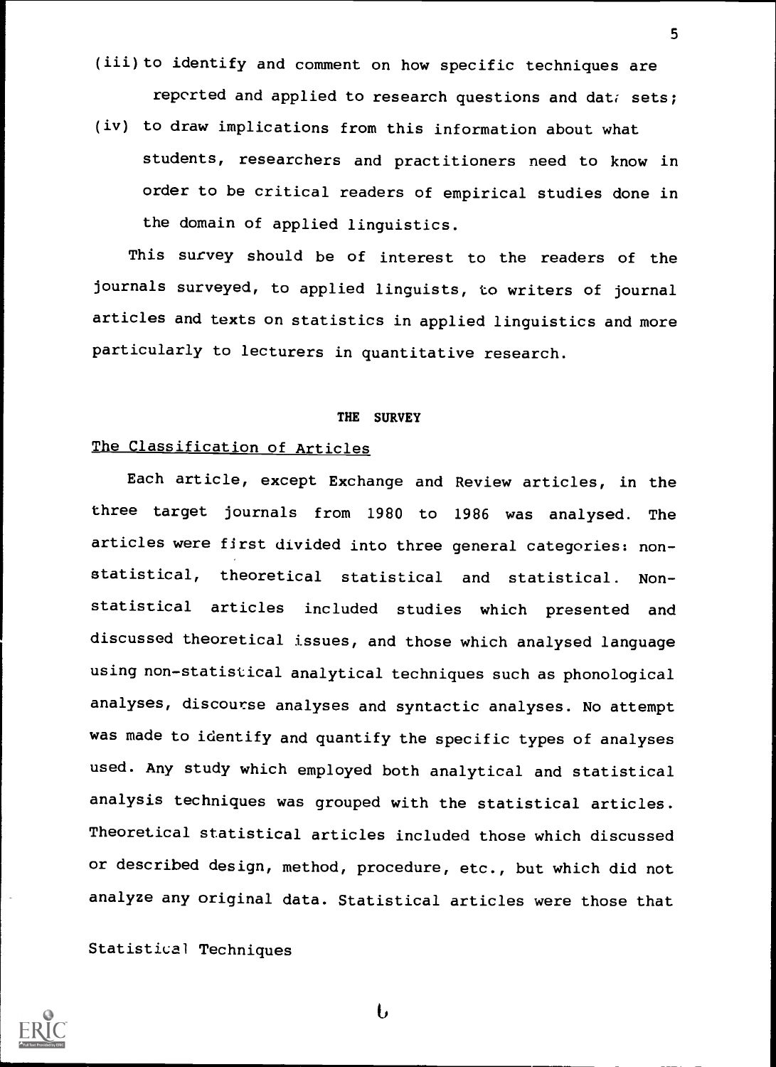(iii) to identify and comment on how specific techniques are reported and applied to research questions and data sets;

(iv) to draw implications from this information about what students, researchers and practitioners need to know in order to be critical readers of empirical studies done in the domain of applied linguistics.

This survey should be of interest to the readers of the journals surveyed, to applied linguists, to writers of journal articles and texts on statistics in applied linguistics and more particularly to lecturers in quantitative research.

## THE SURVEY

### The Classification of Articles

Each article, except Exchange and Review articles, in the three target journals from 1980 to 1986 was analysed. The articles were first divided into three general categories: non-statistical, theoretical statistical and statistical. Non-statistical articles included studies which presented and discussed theoretical issues, and those which analysed language using non-statistical analytical techniques such as phonological analyses, discourse analyses and syntactic analyses. No attempt was made to identify and quantify the specific types of analyses used. Any study which employed both analytical and statistical analysis techniques was grouped with the statistical articles. Theoretical statistical articles included those which discussed or described design, method, procedure, etc., but which did not analyze any original data. Statistical articles were those that

Statistical Techniques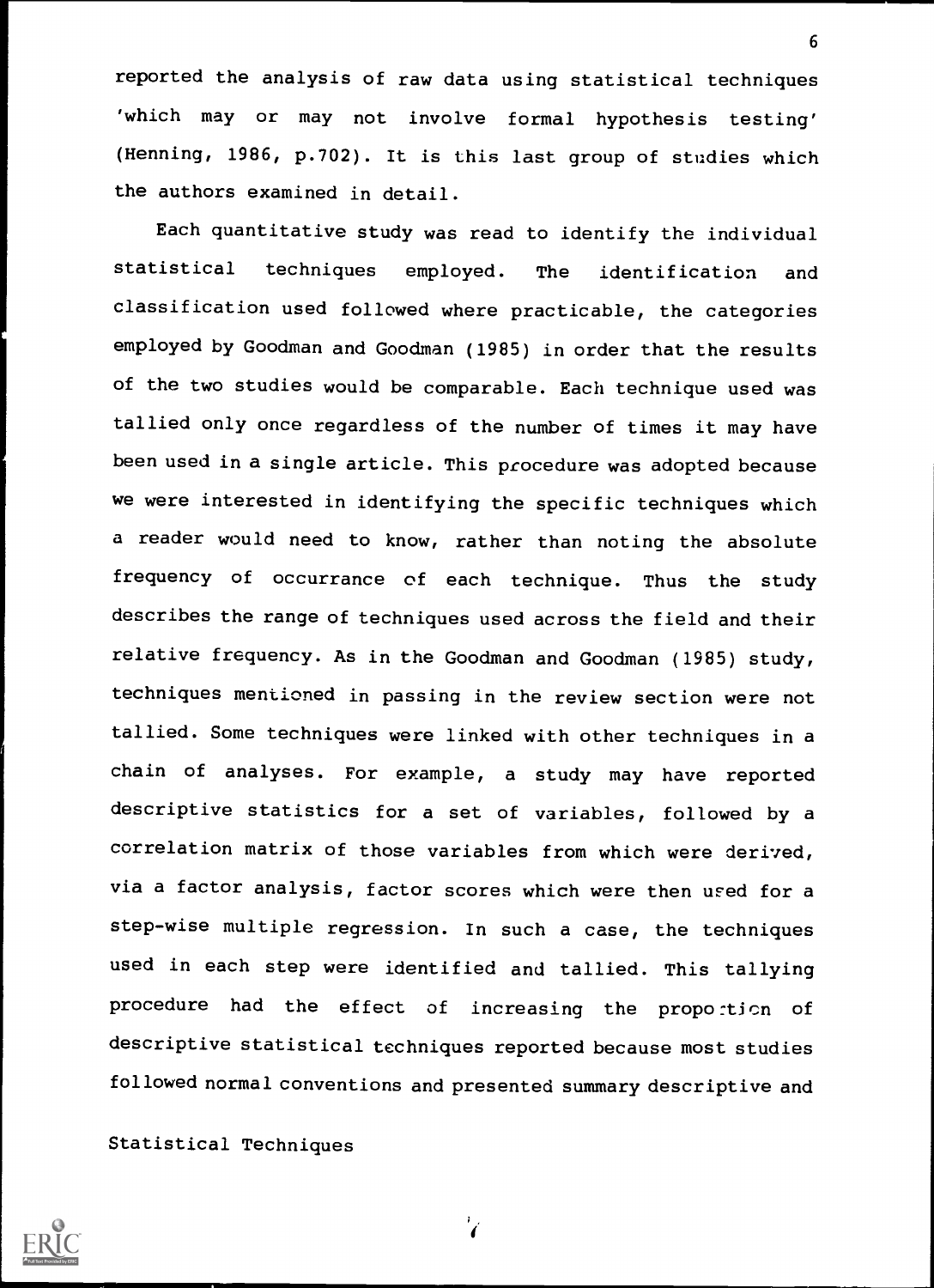reported the analysis of raw data using statistical techniques 'which may or may not involve formal hypothesis testing' (Henning, 1986, p.702). It is this last group of studies which the authors examined in detail.

Each quantitative study was read to identify the individual statistical techniques employed. The identification and classification used followed where practicable, the categories employed by Goodman and Goodman (1985) in order that the results of the two studies would be comparable. Each technique used was tallied only once regardless of the number of times it may have been used in a single article. This procedure was adopted because we were interested in identifying the specific techniques which a reader would need to know, rather than noting the absolute frequency of occurrance of each technique. Thus the study describes the range of techniques used across the field and their relative frequency. As in the Goodman and Goodman (1985) study, techniques mentioned in passing in the review section were not tallied. Some techniques were linked with other techniques in a chain of analyses. For example, a study may have reported descriptive statistics for a set of variables, followed by a correlation matrix of those variables from which were derived, via a factor analysis, factor scores which were then used for a step-wise multiple regression. In such a case, the techniques used in each step were identified and tallied. This tallying procedure had the effect of increasing the proportion of descriptive statistical techniques reported because most studies followed normal conventions and presented summary descriptive and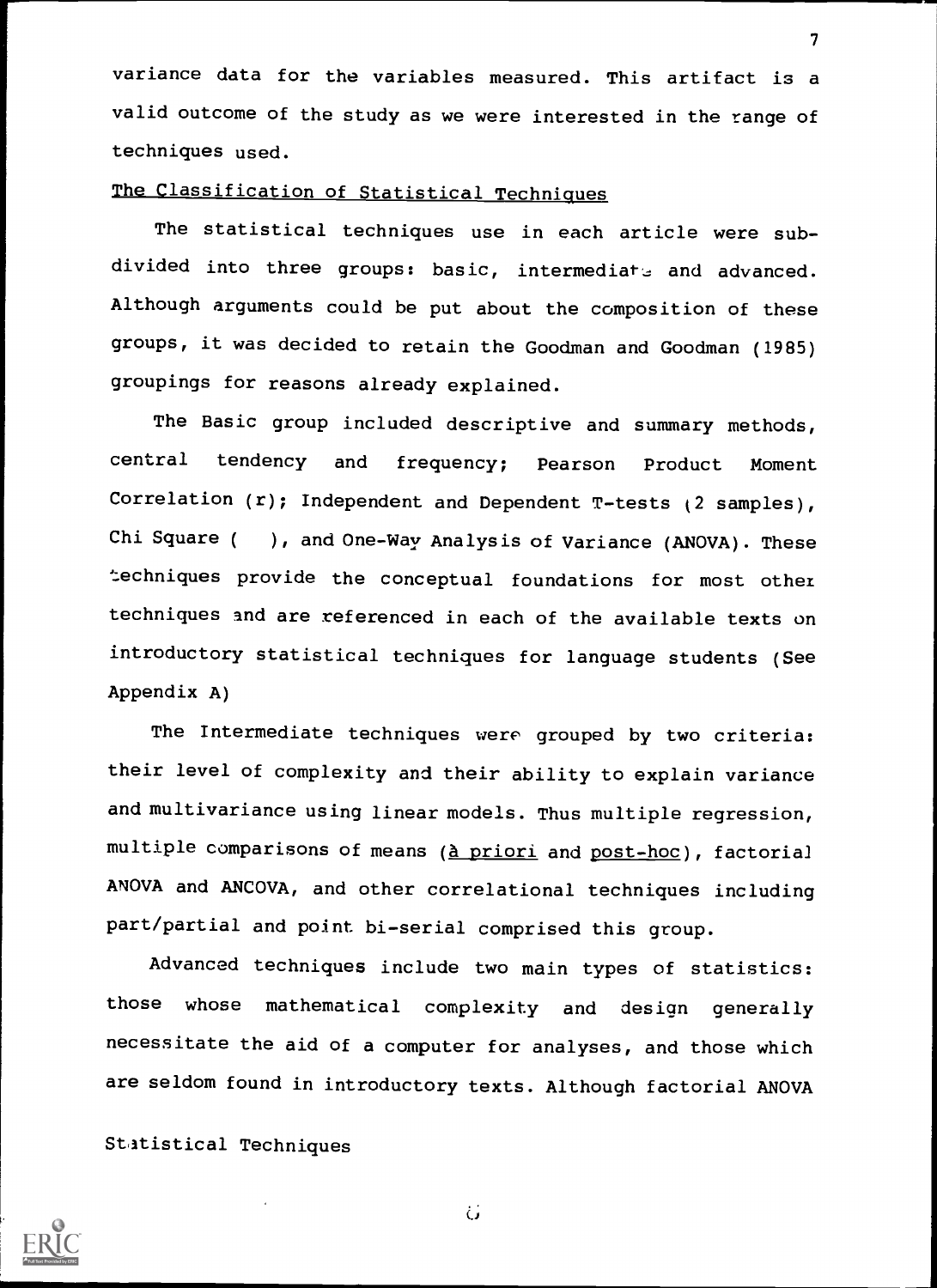variance data for the variables measured. This artifact is a valid outcome of the study as we were interested in the range of techniques used.

## The Classification of Statistical Techniques

The statistical techniques use in each article were subdivided into three groups: basic, intermediate and advanced. Although arguments could be put about the composition of these groups, it was decided to retain the Goodman and Goodman (1985) groupings for reasons already explained.

The Basic group included descriptive and summary methods, central tendency and frequency; Pearson Product Moment Correlation (r); Independent and Dependent T-tests (2 samples), Chi Square ( ), and One-Way Analysis of Variance (ANOVA). These techniques provide the conceptual foundations for most other techniques and are referenced in each of the available texts on introductory statistical techniques for language students (See Appendix A)

The Intermediate techniques were grouped by two criteria: their level of complexity and their ability to explain variance and multivariance using linear models. Thus multiple regression, multiple comparisons of means (*à priori* and *post-hoc*), factorial ANOVA and ANCOVA, and other correlational techniques including part/partial and point bi-serial comprised this group.

Advanced techniques include two main types of statistics: those whose mathematical complexity and design generally necessitate the aid of a computer for analyses, and those which are seldom found in introductory texts. Although factorial ANOVA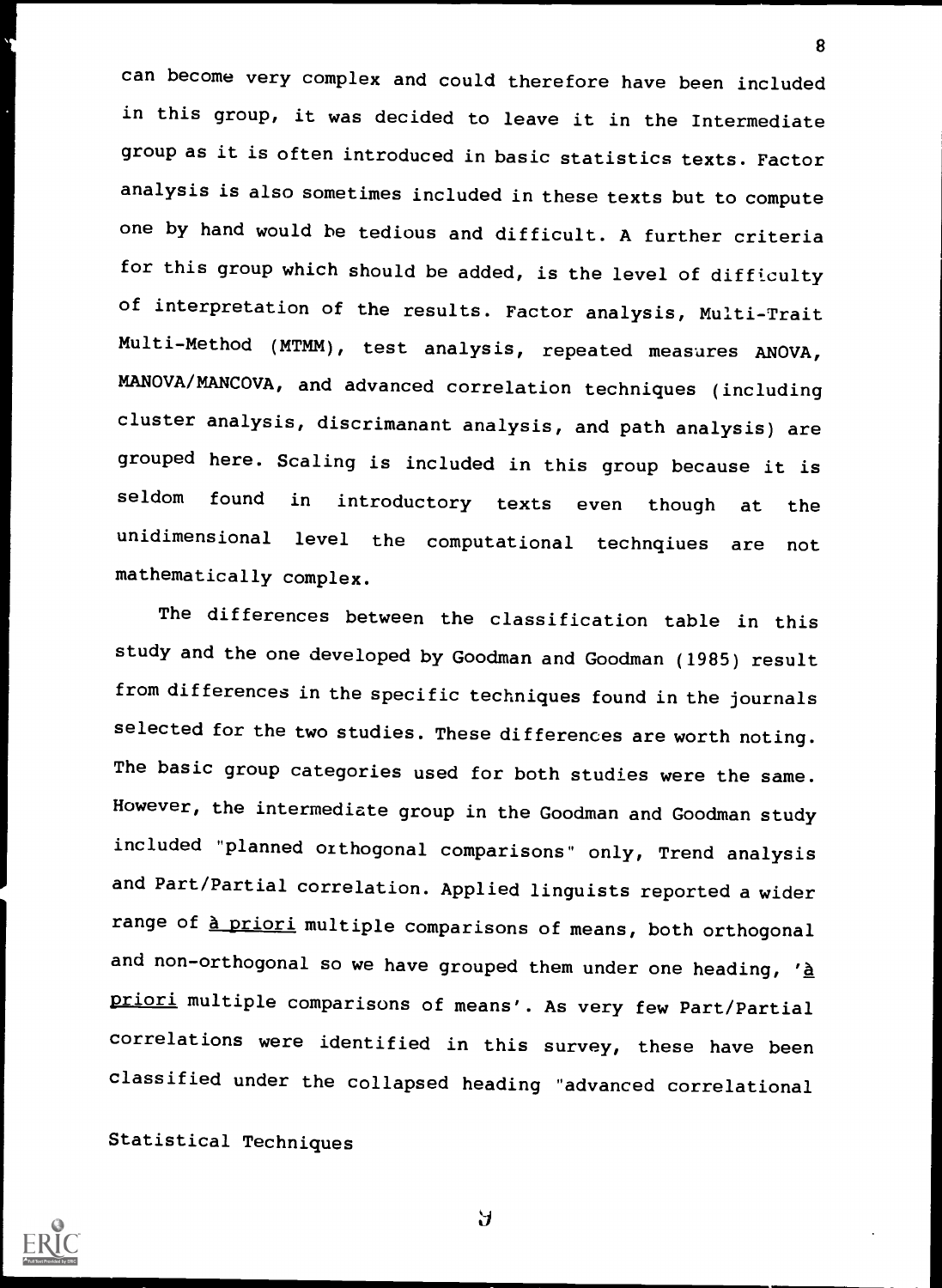can become very complex and could therefore have been included in this group, it was decided to leave it in the Intermediate group as it is often introduced in basic statistics texts. Factor analysis is also sometimes included in these texts but to compute one by hand would be tedious and difficult. A further criteria for this group which should be added, is the level of difficulty of interpretation of the results. Factor analysis, Multi-Trait Multi-Method (MTMM), test analysis, repeated measures ANOVA, MANOVA/MANCOVA, and advanced correlation techniques (including cluster analysis, discrimanant analysis, and path analysis) are grouped here. Scaling is included in this group because it is seldom found in introductory texts even though at the unidimensional level the computational technqiues are not mathematically complex.

The differences between the classification table in this study and the one developed by Goodman and Goodman (1985) result from differences in the specific techniques found in the journals selected for the two studies. These differences are worth noting. The basic group categories used for both studies were the same. However, the intermediate group in the Goodman and Goodman study included "planned orthogonal comparisons" only, Trend analysis and Part/Partial correlation. Applied linguists reported a wider range of à priori multiple comparisons of means, both orthogonal and non-orthogonal so we have grouped them under one heading, 'à priori multiple comparisons of means'. As very few Part/Partial correlations were identified in this survey, these have been classified under the collapsed heading "advanced correlational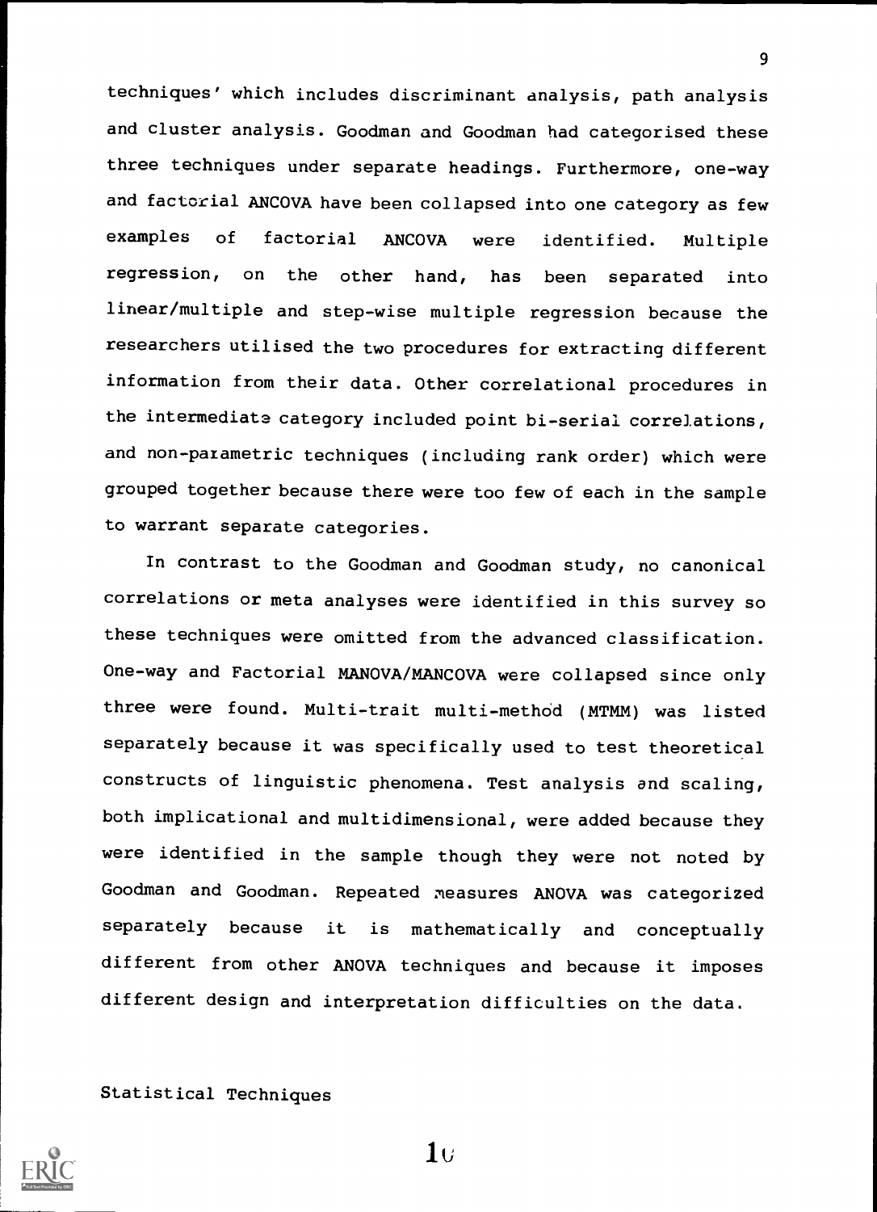techniques' which includes discriminant analysis, path analysis and cluster analysis. Goodman and Goodman had categorised these three techniques under separate headings. Furthermore, one-way and factorial ANCOVA have been collapsed into one category as few examples of factorial ANCOVA were identified. Multiple regression, on the other hand, has been separated into linear/multiple and step-wise multiple regression because the researchers utilised the two procedures for extracting different information from their data. Other correlational procedures in the intermediate category included point bi-serial correlations, and non-parametric techniques (including rank order) which were grouped together because there were too few of each in the sample to warrant separate categories.

In contrast to the Goodman and Goodman study, no canonical correlations or meta analyses were identified in this survey so these techniques were omitted from the advanced classification. One-way and Factorial MANOVA/MANCOVA were collapsed since only three were found. Multi-trait multi-method (MTMM) was listed separately because it was specifically used to test theoretical constructs of linguistic phenomena. Test analysis and scaling, both implicational and multidimensional, were added because they were identified in the sample though they were not noted by Goodman and Goodman. Repeated measures ANOVA was categorized separately because it is mathematically and conceptually different from other ANOVA techniques and because it imposes different design and interpretation difficulties on the data.

Statistical Techniques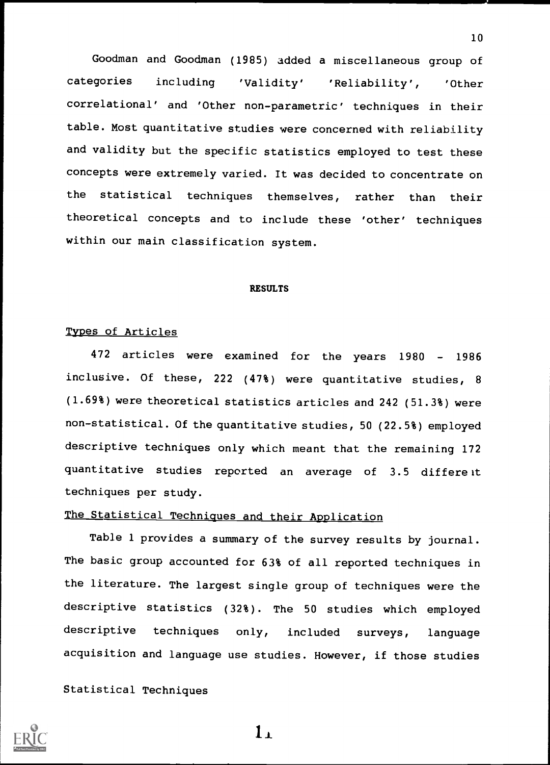Goodman and Goodman (1985) added a miscellaneous group of categories including 'Validity' 'Reliability', 'Other correlational' and 'Other non-parametric' techniques in their table. Most quantitative studies were concerned with reliability and validity but the specific statistics employed to test these concepts were extremely varied. It was decided to concentrate on the statistical techniques themselves, rather than their theoretical concepts and to include these 'other' techniques within our main classification system.

## RESULTS

### Types of Articles

472 articles were examined for the years 1980 - 1986 inclusive. Of these, 222 (47%) were quantitative studies, 8 (1.69%) were theoretical statistics articles and 242 (51.3%) were non-statistical. Of the quantitative studies, 50 (22.5%) employed descriptive techniques only which meant that the remaining 172 quantitative studies reported an average of 3.5 different techniques per study.

### The Statistical Techniques and their Application

Table 1 provides a summary of the survey results by journal. The basic group accounted for 63% of all reported techniques in the literature. The largest single group of techniques were the descriptive statistics (32%). The 50 studies which employed descriptive techniques only, included surveys, language acquisition and language use studies. However, if those studies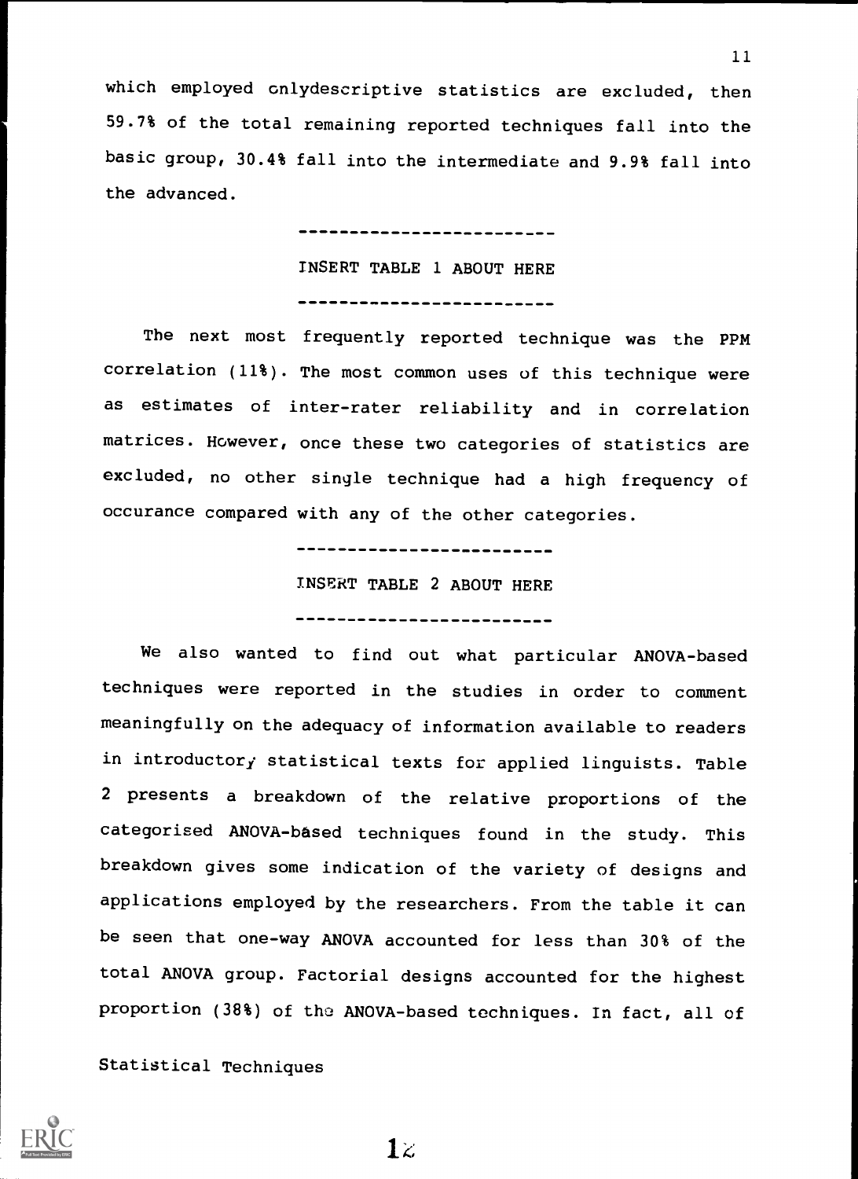which employed onlydescriptive statistics are excluded, then 59.7% of the total remaining reported techniques fall into the basic group, 30.4% fall into the intermediate and 9.9% fall into the advanced.

-------------------------

INSERT TABLE 1 ABOUT HERE

-------------------------

The next most frequently reported technique was the PPM correlation (11%). The most common uses of this technique were as estimates of inter-rater reliability and in correlation matrices. However, once these two categories of statistics are excluded, no other single technique had a high frequency of occurance compared with any of the other categories.

-------------------------

INSERT TABLE 2 ABOUT HERE

-------------------------

We also wanted to find out what particular ANOVA-based techniques were reported in the studies in order to comment meaningfully on the adequacy of information available to readers in introductory statistical texts for applied linguists. Table 2 presents a breakdown of the relative proportions of the categorised ANOVA-based techniques found in the study. This breakdown gives some indication of the variety of designs and applications employed by the researchers. From the table it can be seen that one-way ANOVA accounted for less than 30% of the total ANOVA group. Factorial designs accounted for the highest proportion (38%) of the ANOVA-based techniques. In fact, all of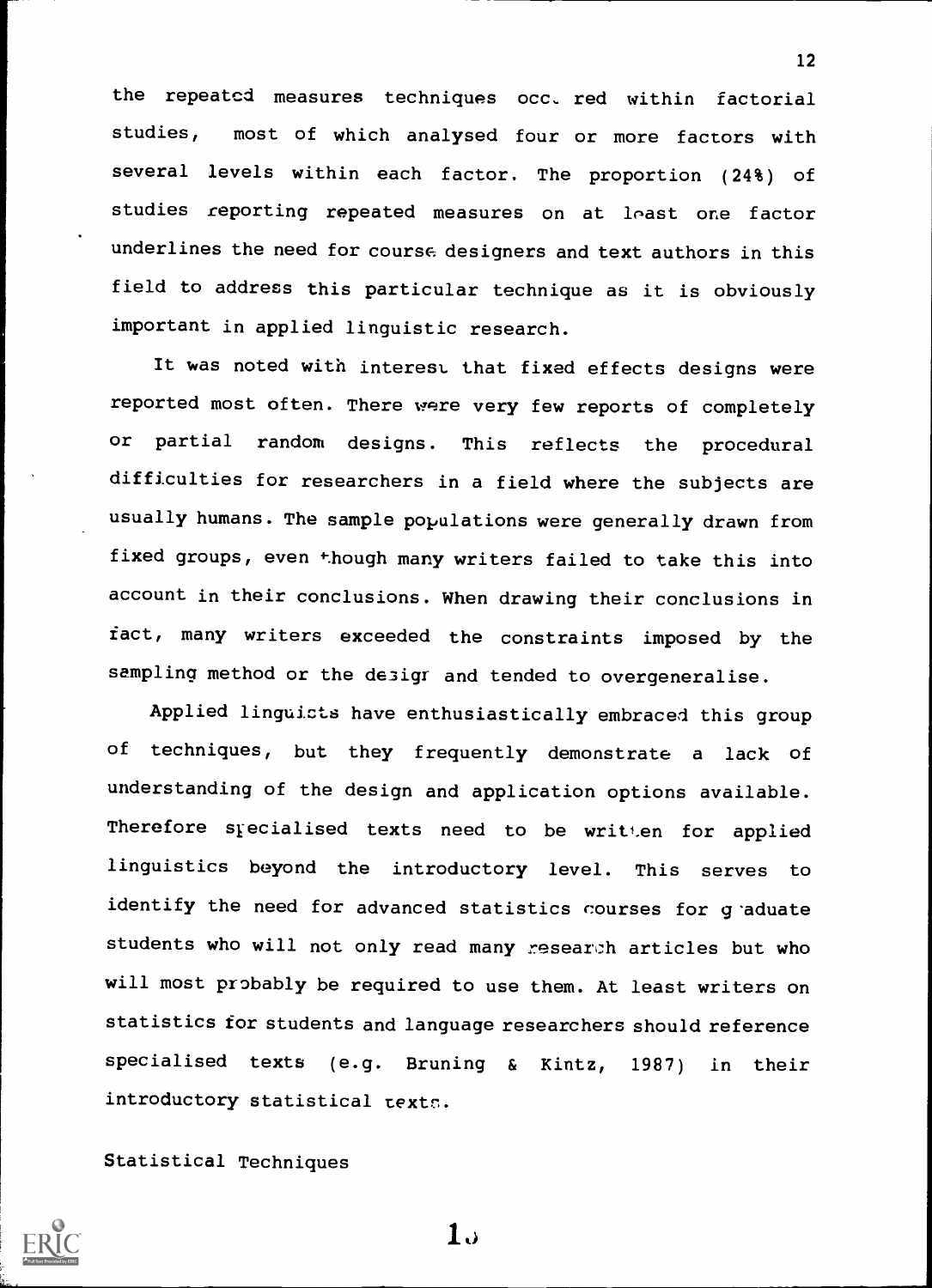the repeated measures techniques occ. red within factorial studies, most of which analysed four or more factors with several levels within each factor. The proportion (24%) of studies reporting repeated measures on at least one factor underlines the need for course designers and text authors in this field to address this particular technique as it is obviously important in applied linguistic research.

It was noted with interest that fixed effects designs were reported most often. There were very few reports of completely or partial random designs. This reflects the procedural difficulties for researchers in a field where the subjects are usually humans. The sample populations were generally drawn from fixed groups, even though many writers failed to take this into account in their conclusions. When drawing their conclusions in fact, many writers exceeded the constraints imposed by the sampling method or the design and tended to overgeneralise.

Applied linguists have enthusiastically embraced this group of techniques, but they frequently demonstrate a lack of understanding of the design and application options available. Therefore specialised texts need to be written for applied linguistics beyond the introductory level. This serves to identify the need for advanced statistics courses for graduate students who will not only read many research articles but who will most probably be required to use them. At least writers on statistics for students and language researchers should reference specialised texts (e.g. Bruning & Kintz, 1987) in their introductory statistical texts.

Statistical Techniques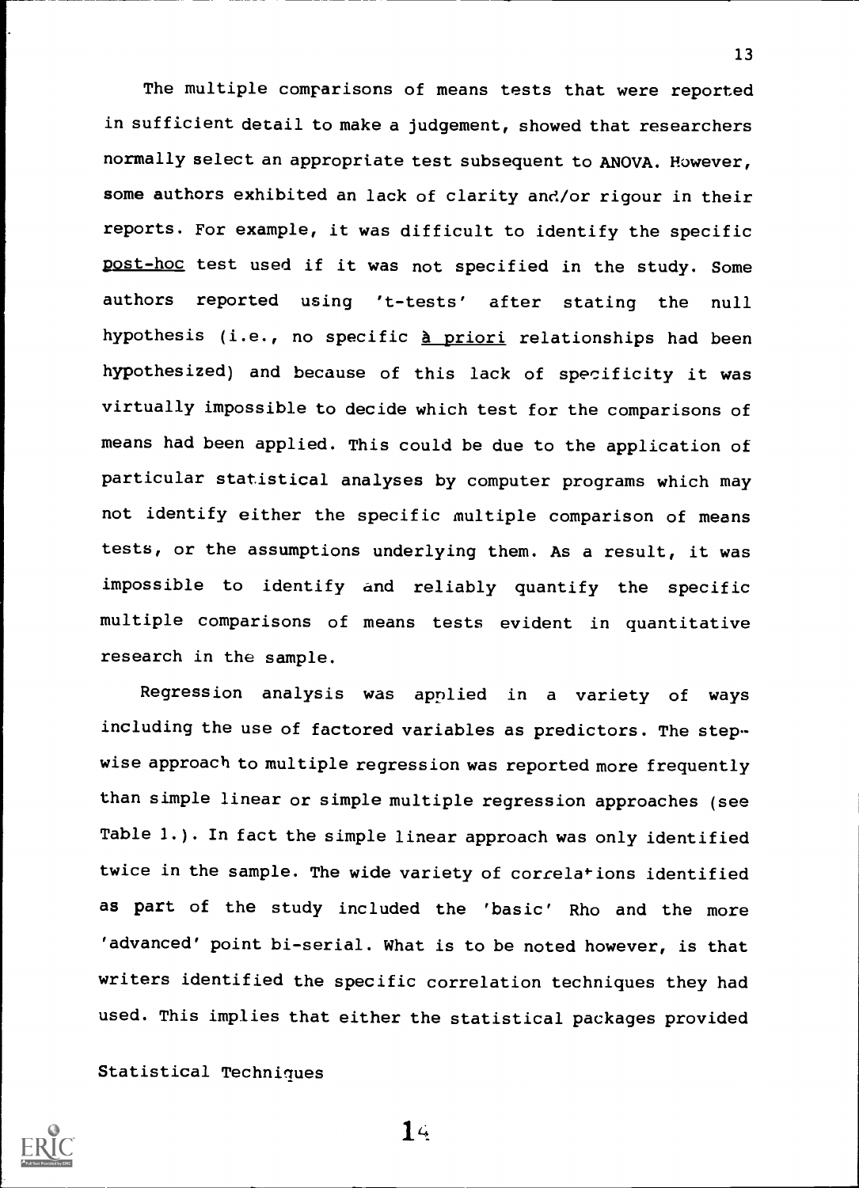The multiple comparisons of means tests that were reported in sufficient detail to make a judgement, showed that researchers normally select an appropriate test subsequent to ANOVA. However, some authors exhibited an lack of clarity and/or rigour in their reports. For example, it was difficult to identify the specific post-hoc test used if it was not specified in the study. Some authors reported using 't-tests' after stating the null hypothesis (i.e., no specific à priori relationships had been hypothesized) and because of this lack of specificity it was virtually impossible to decide which test for the comparisons of means had been applied. This could be due to the application of particular statistical analyses by computer programs which may not identify either the specific multiple comparison of means tests, or the assumptions underlying them. As a result, it was impossible to identify and reliably quantify the specific multiple comparisons of means tests evident in quantitative research in the sample.

Regression analysis was applied in a variety of ways including the use of factored variables as predictors. The step-wise approach to multiple regression was reported more frequently than simple linear or simple multiple regression approaches (see Table 1.). In fact the simple linear approach was only identified twice in the sample. The wide variety of correlations identified as part of the study included the 'basic' Rho and the more 'advanced' point bi-serial. What is to be noted however, is that writers identified the specific correlation techniques they had used. This implies that either the statistical packages provided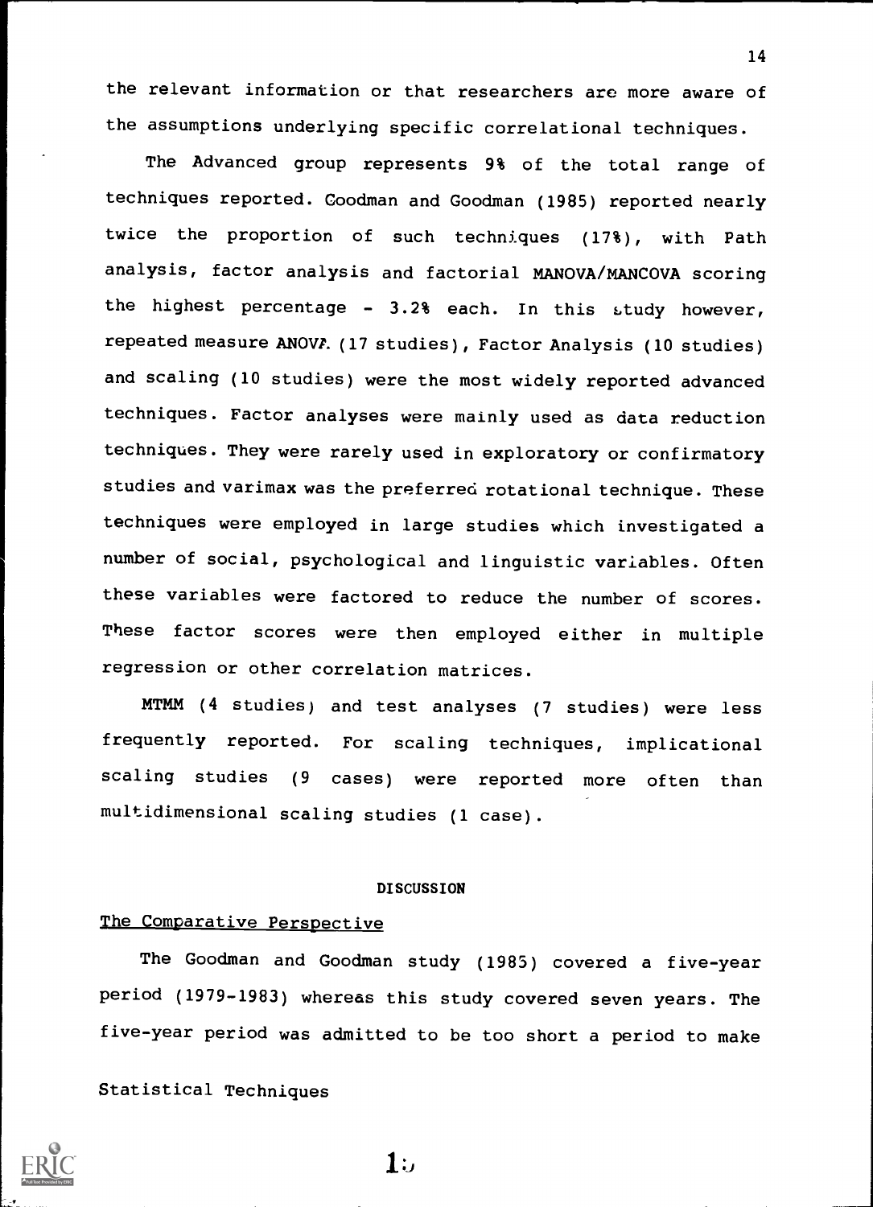the relevant information or that researchers are more aware of the assumptions underlying specific correlational techniques.

The Advanced group represents 9% of the total range of techniques reported. Goodman and Goodman (1985) reported nearly twice the proportion of such techniques (17%), with Path analysis, factor analysis and factorial MANOVA/MANCOVA scoring the highest percentage - 3.2% each. In this study however, repeated measure ANOVA (17 studies), Factor Analysis (10 studies) and scaling (10 studies) were the most widely reported advanced techniques. Factor analyses were mainly used as data reduction techniques. They were rarely used in exploratory or confirmatory studies and varimax was the preferred rotational technique. These techniques were employed in large studies which investigated a number of social, psychological and linguistic variables. Often these variables were factored to reduce the number of scores. These factor scores were then employed either in multiple regression or other correlation matrices.

MTMM (4 studies) and test analyses (7 studies) were less frequently reported. For scaling techniques, implicational scaling studies (9 cases) were reported more often than multidimensional scaling studies (1 case).

## DISCUSSION

### The Comparative Perspective

The Goodman and Goodman study (1985) covered a five-year period (1979-1983) whereas this study covered seven years. The five-year period was admitted to be too short a period to make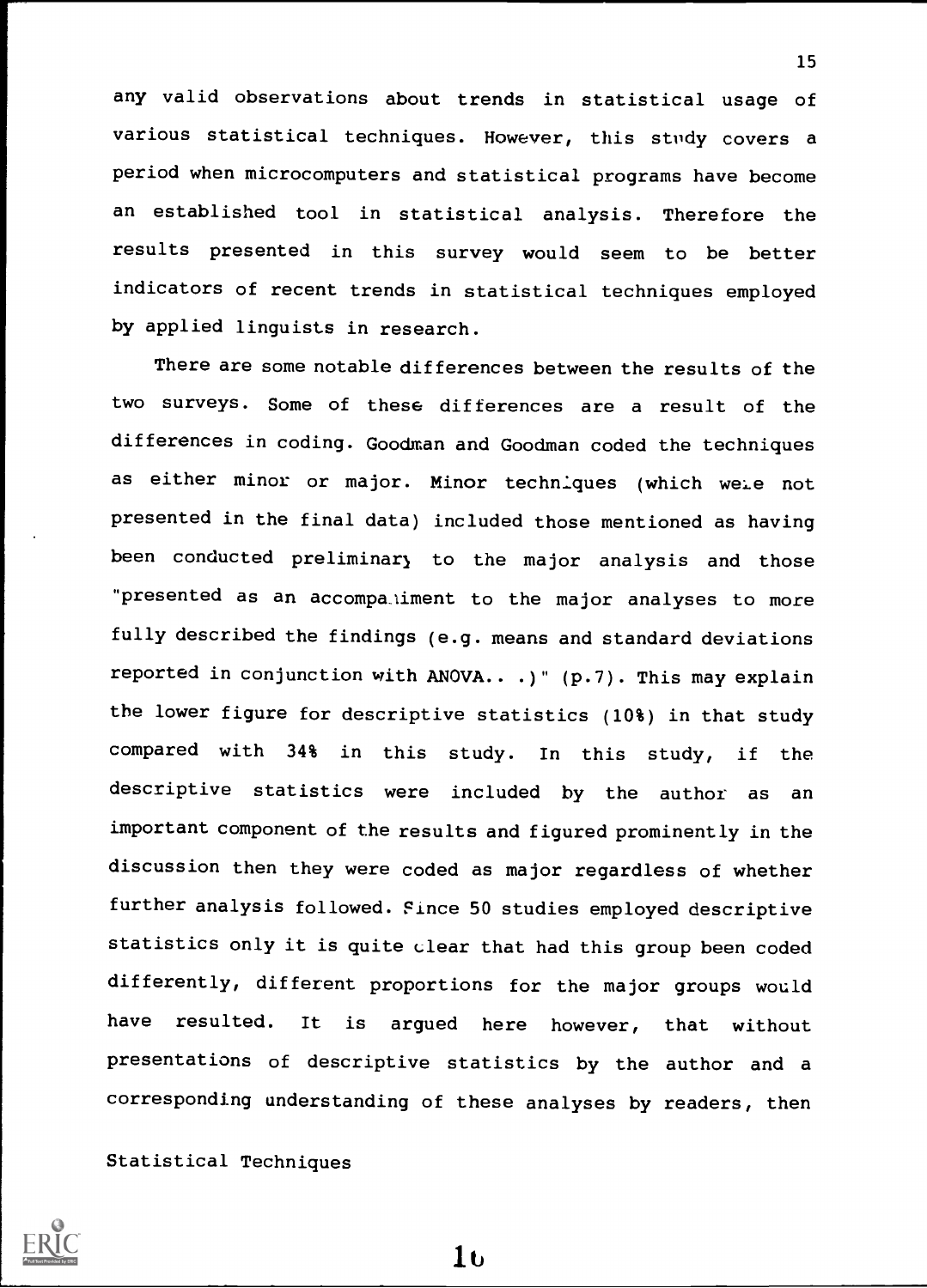any valid observations about trends in statistical usage of various statistical techniques. However, this study covers a period when microcomputers and statistical programs have become an established tool in statistical analysis. Therefore the results presented in this survey would seem to be better indicators of recent trends in statistical techniques employed by applied linguists in research.

There are some notable differences between the results of the two surveys. Some of these differences are a result of the differences in coding. Goodman and Goodman coded the techniques as either minor or major. Minor techniques (which were not presented in the final data) included those mentioned as having been conducted preliminary to the major analysis and those "presented as an accompaniment to the major analyses to more fully described the findings (e.g. means and standard deviations reported in conjunction with ANOVA.. .)" (p.7). This may explain the lower figure for descriptive statistics (10%) in that study compared with 34% in this study. In this study, if the descriptive statistics were included by the author as an important component of the results and figured prominently in the discussion then they were coded as major regardless of whether further analysis followed. Since 50 studies employed descriptive statistics only it is quite clear that had this group been coded differently, different proportions for the major groups would have resulted. It is argued here however, that without presentations of descriptive statistics by the author and a corresponding understanding of these analyses by readers, then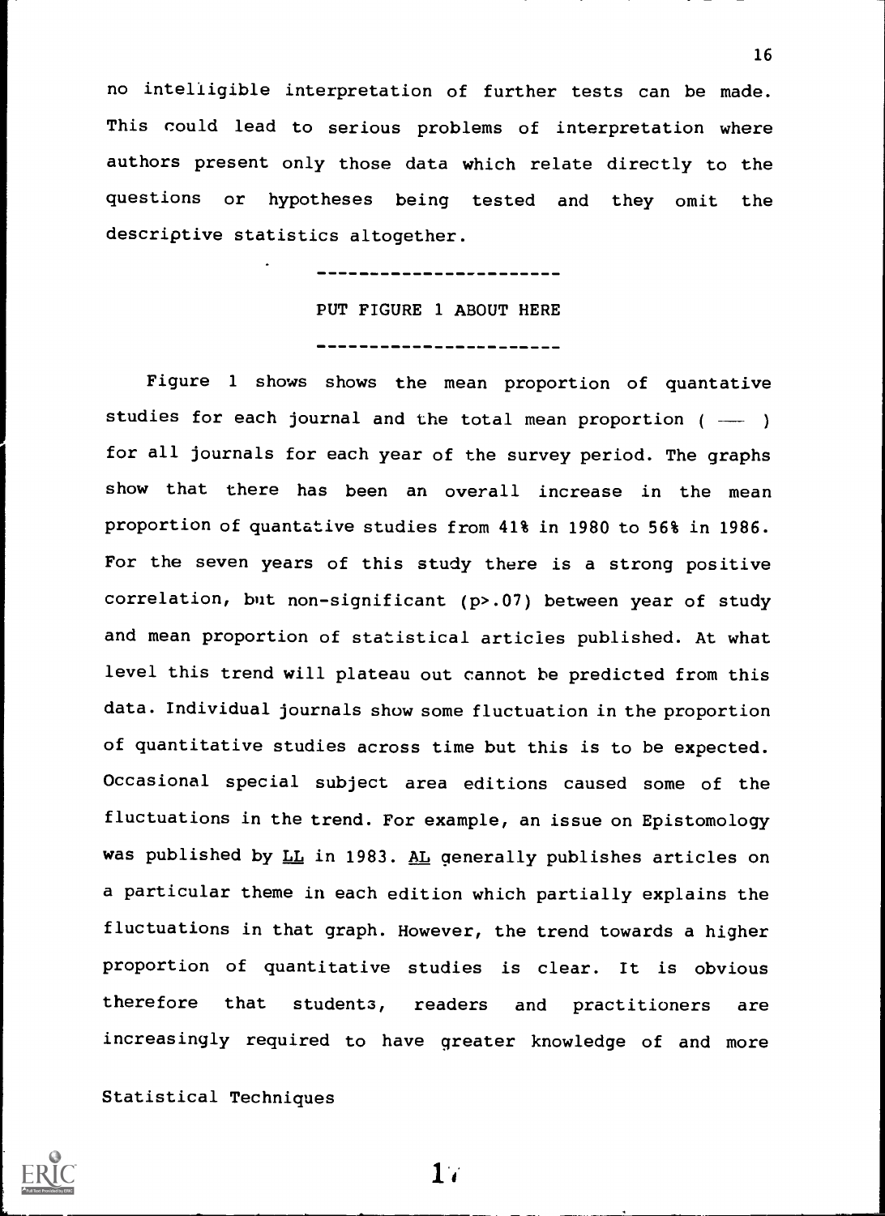no intelligible interpretation of further tests can be made. This could lead to serious problems of interpretation where authors present only those data which relate directly to the questions or hypotheses being tested and they omit the descriptive statistics altogether.

-----------------------

PUT FIGURE 1 ABOUT HERE

-----------------------

Figure 1 shows shows the mean proportion of quantative studies for each journal and the total mean proportion ( — ) for all journals for each year of the survey period. The graphs show that there has been an overall increase in the mean proportion of quantative studies from 41% in 1980 to 56% in 1986. For the seven years of this study there is a strong positive correlation, but non-significant ($p>.07$) between year of study and mean proportion of statistical articles published. At what level this trend will plateau out cannot be predicted from this data. Individual journals show some fluctuation in the proportion of quantitative studies across time but this is to be expected. Occasional special subject area editions caused some of the fluctuations in the trend. For example, an issue on Epistomology was published by LL in 1983. AL generally publishes articles on a particular theme in each edition which partially explains the fluctuations in that graph. However, the trend towards a higher proportion of quantitative studies is clear. It is obvious therefore that students, readers and practitioners are increasingly required to have greater knowledge of and more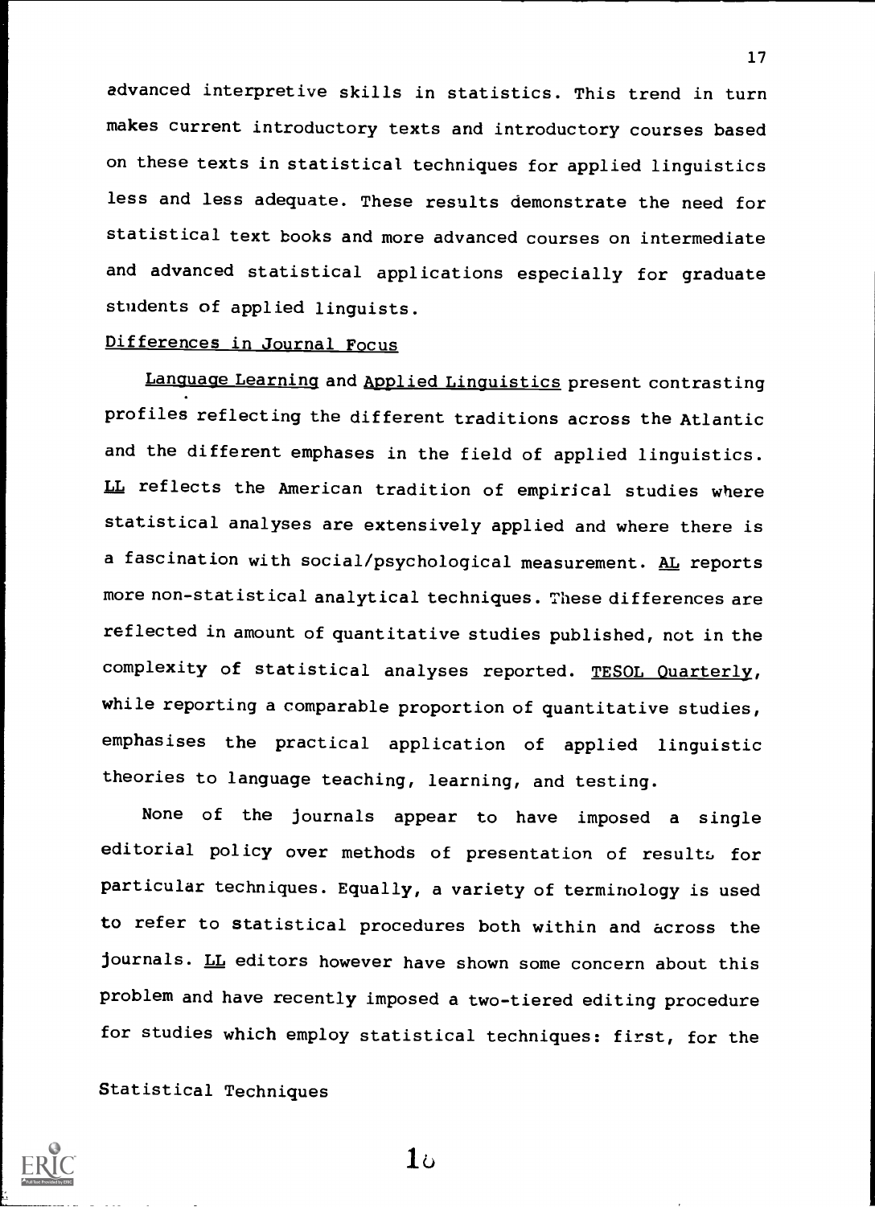advanced interpretive skills in statistics. This trend in turn makes current introductory texts and introductory courses based on these texts in statistical techniques for applied linguistics less and less adequate. These results demonstrate the need for statistical text books and more advanced courses on intermediate and advanced statistical applications especially for graduate students of applied linguists.

## Differences in Journal Focus

Language Learning and Applied Linguistics present contrasting profiles reflecting the different traditions across the Atlantic and the different emphases in the field of applied linguistics. LL reflects the American tradition of empirical studies where statistical analyses are extensively applied and where there is a fascination with social/psychological measurement. AL reports more non-statistical analytical techniques. These differences are reflected in amount of quantitative studies published, not in the complexity of statistical analyses reported. TESOL Quarterly, while reporting a comparable proportion of quantitative studies, emphasises the practical application of applied linguistic theories to language teaching, learning, and testing.

None of the journals appear to have imposed a single editorial policy over methods of presentation of results for particular techniques. Equally, a variety of terminology is used to refer to statistical procedures both within and across the journals. LL editors however have shown some concern about this problem and have recently imposed a two-tiered editing procedure for studies which employ statistical techniques: first, for the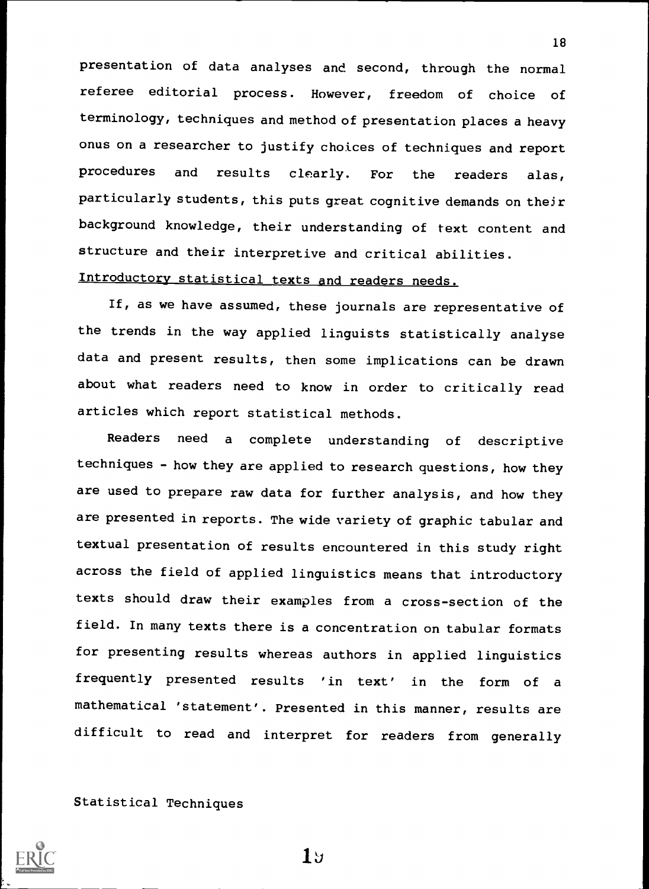presentation of data analyses and second, through the normal referee editorial process. However, freedom of choice of terminology, techniques and method of presentation places a heavy onus on a researcher to justify choices of techniques and report procedures and results clearly. For the readers alas, particularly students, this puts great cognitive demands on their background knowledge, their understanding of text content and structure and their interpretive and critical abilities.

Introductory statistical texts and readers needs.

If, as we have assumed, these journals are representative of the trends in the way applied linguists statistically analyse data and present results, then some implications can be drawn about what readers need to know in order to critically read articles which report statistical methods.

Readers need a complete understanding of descriptive techniques - how they are applied to research questions, how they are used to prepare raw data for further analysis, and how they are presented in reports. The wide variety of graphic tabular and textual presentation of results encountered in this study right across the field of applied linguistics means that introductory texts should draw their examples from a cross-section of the field. In many texts there is a concentration on tabular formats for presenting results whereas authors in applied linguistics frequently presented results 'in text' in the form of a mathematical 'statement'. Presented in this manner, results are difficult to read and interpret for readers from generally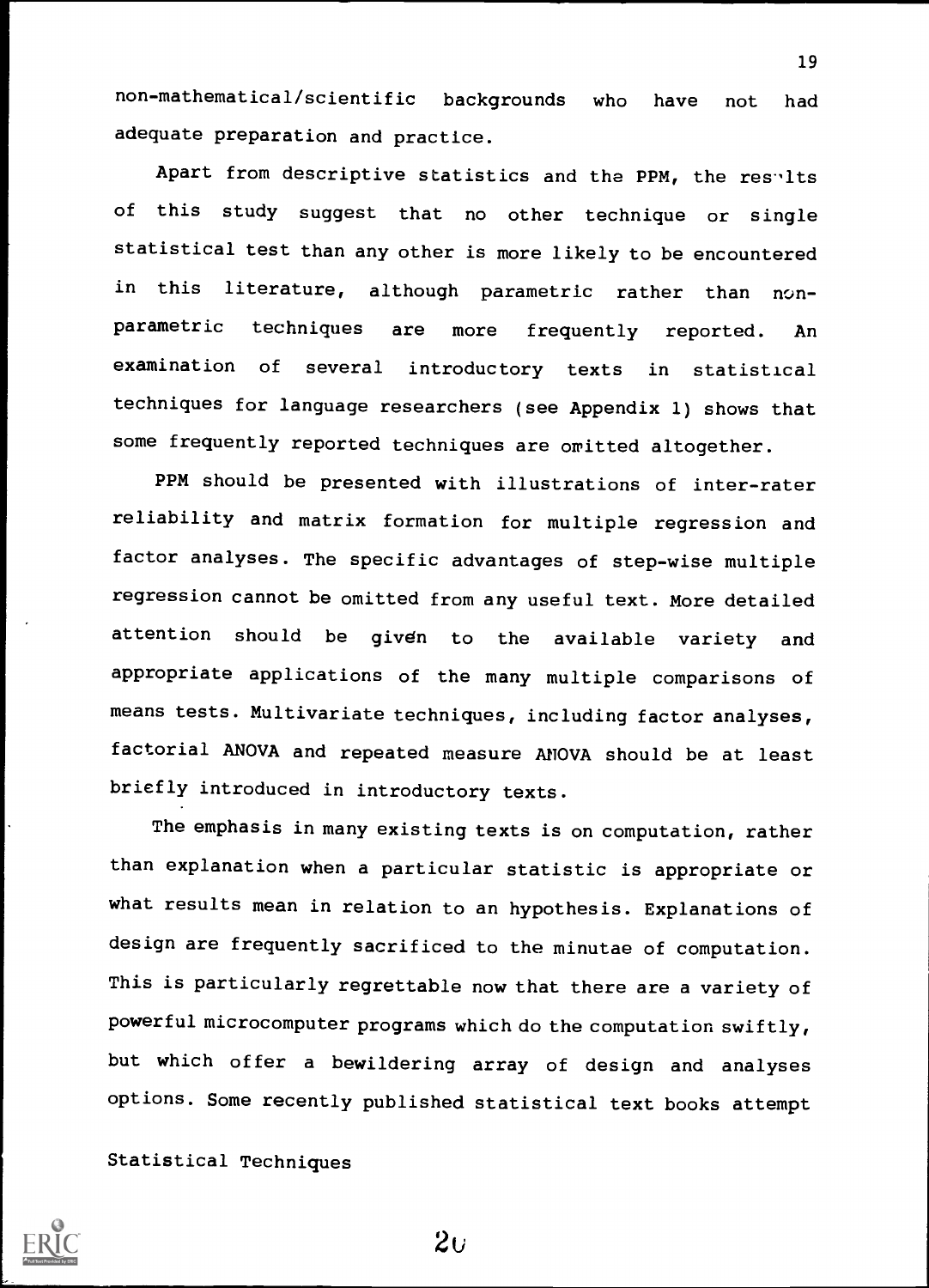non-mathematical/scientific backgrounds who have not had adequate preparation and practice.

Apart from descriptive statistics and the PPM, the results of this study suggest that no other technique or single statistical test than any other is more likely to be encountered in this literature, although parametric rather than non-parametric techniques are more frequently reported. An examination of several introductory texts in statistical techniques for language researchers (see Appendix 1) shows that some frequently reported techniques are omitted altogether.

PPM should be presented with illustrations of inter-rater reliability and matrix formation for multiple regression and factor analyses. The specific advantages of step-wise multiple regression cannot be omitted from any useful text. More detailed attention should be given to the available variety and appropriate applications of the many multiple comparisons of means tests. Multivariate techniques, including factor analyses, factorial ANOVA and repeated measure ANOVA should be at least briefly introduced in introductory texts.

The emphasis in many existing texts is on computation, rather than explanation when a particular statistic is appropriate or what results mean in relation to an hypothesis. Explanations of design are frequently sacrificed to the minutae of computation. This is particularly regrettable now that there are a variety of powerful microcomputer programs which do the computation swiftly, but which offer a bewildering array of design and analyses options. Some recently published statistical text books attempt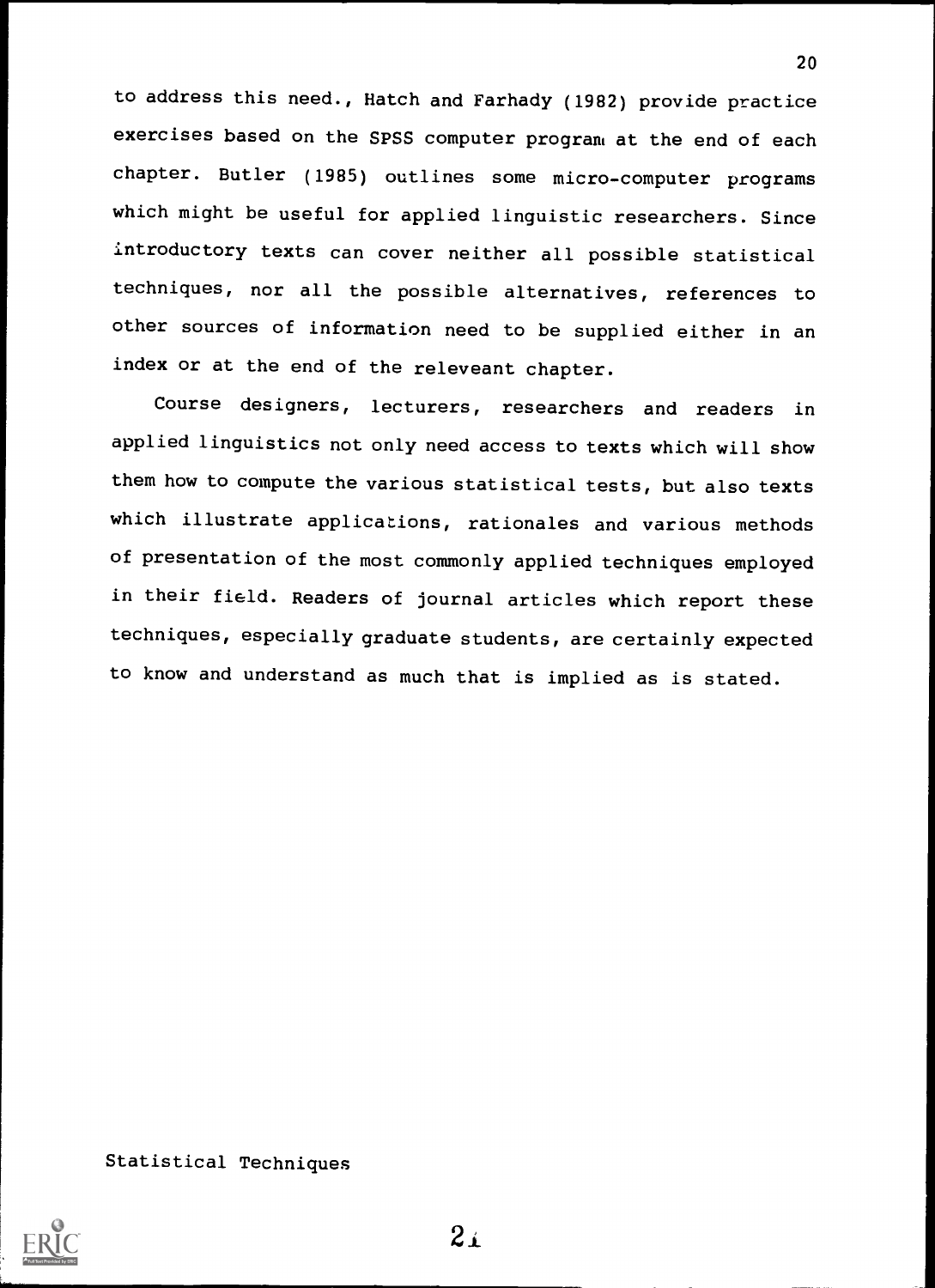to address this need., Hatch and Farhady (1982) provide practice exercises based on the SPSS computer program at the end of each chapter. Butler (1985) outlines some micro-computer programs which might be useful for applied linguistic researchers. Since introductory texts can cover neither all possible statistical techniques, nor all the possible alternatives, references to other sources of information need to be supplied either in an index or at the end of the releveant chapter.

Course designers, lecturers, researchers and readers in applied linguistics not only need access to texts which will show them how to compute the various statistical tests, but also texts which illustrate applications, rationales and various methods of presentation of the most commonly applied techniques employed in their field. Readers of journal articles which report these techniques, especially graduate students, are certainly expected to know and understand as much that is implied as is stated.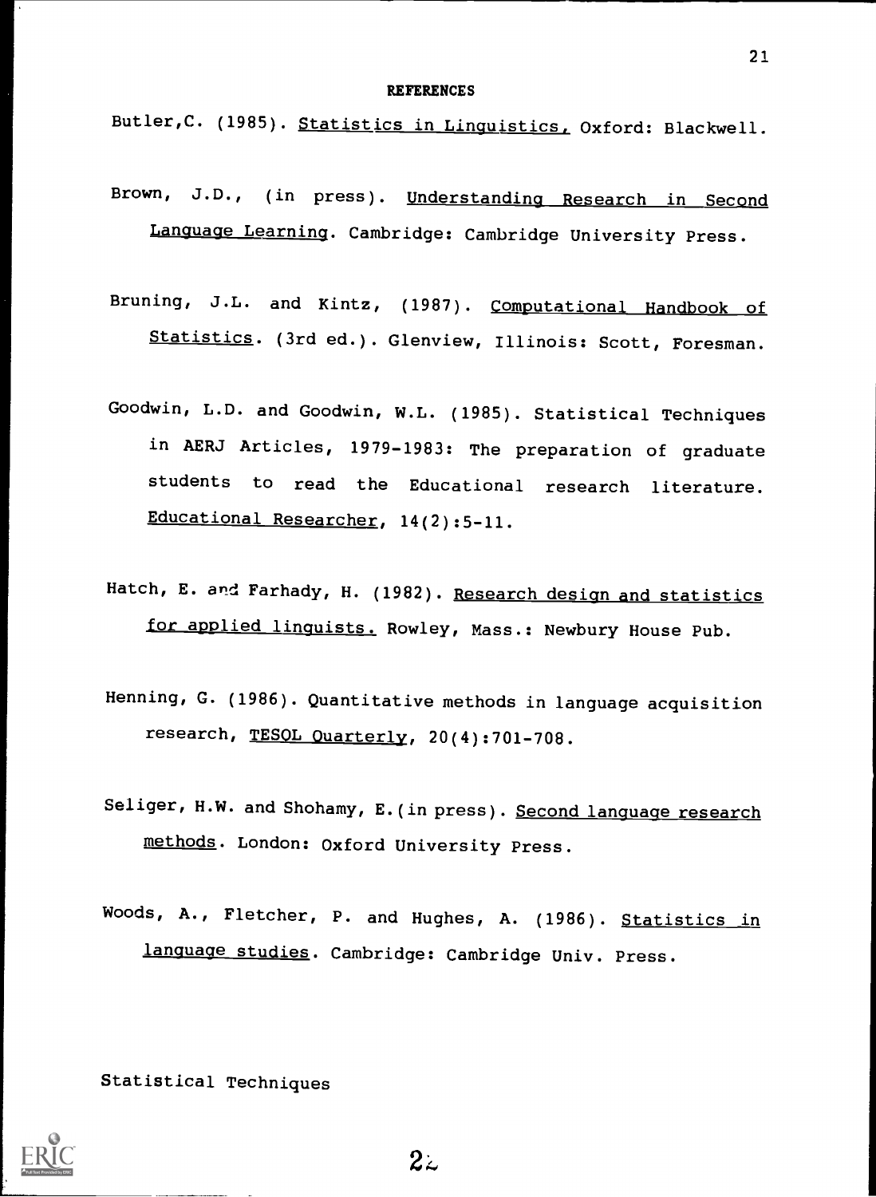## REFERENCES

Butler, C. (1985). Statistics in Linguistics, Oxford: Blackwell.

Brown, J.D., (in press). Understanding Research in Second Language Learning. Cambridge: Cambridge University Press.

Bruning, J.L. and Kintz, (1987). Computational Handbook of Statistics. (3rd ed.). Glenview, Illinois: Scott, Foresman.

Goodwin, L.D. and Goodwin, W.L. (1985). Statistical Techniques in AERJ Articles, 1979-1983: The preparation of graduate students to read the Educational research literature. Educational Researcher, 14(2):5-11.

Hatch, E. and Farhady, H. (1982). Research design and statistics for applied linguists. Rowley, Mass.: Newbury House Pub.

Henning, G. (1986). Quantitative methods in language acquisition research, TESOL Quarterly, 20(4):701-708.

Seliger, H.W. and Shohamy, E. (in press). Second language research methods. London: Oxford University Press.

Woods, A., Fletcher, P. and Hughes, A. (1986). Statistics in language studies. Cambridge: Cambridge Univ. Press.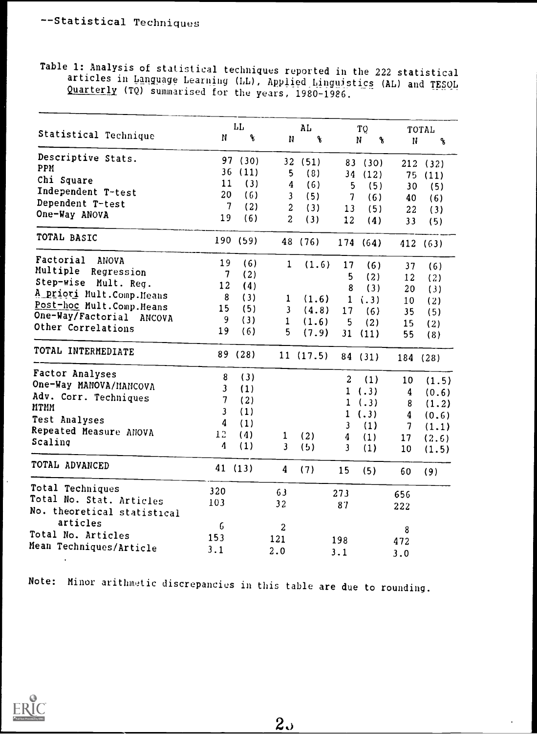--Statistical Techniques

Table 1: Analysis of statistical techniques reported in the 222 statistical articles in Language Learning (LL), Applied Linguistics (AL) and TESOL Quarterly (TQ) summarised for the years, 1980-1986.

| Statistical Technique | LL | | AL | | TQ | | TOTAL | |
|---|---|---|---|---|---|---|---|---|
| | N | % | N | % | N | % | N | % |
| Descriptive Stats. | 97 | (30) | 32 | (51) | 83 | (30) | 212 | (32) |
| PPM | 36 | (11) | 5 | (8) | 34 | (12) | 75 | (11) |
| Chi Square | 11 | (3) | 4 | (6) | 5 | (5) | 30 | (5) |
| Independent T-test | 20 | (6) | 3 | (5) | 7 | (6) | 40 | (6) |
| Dependent T-test | 7 | (2) | 2 | (3) | 13 | (5) | 22 | (3) |
| One-Way ANOVA | 19 | (6) | 2 | (3) | 12 | (4) | 33 | (5) |
| TOTAL BASIC | 190 | (59) | 48 | (76) | 174 | (64) | 412 | (63) |
| Factorial ANOVA | 19 | (6) | 1 | (1.6) | 17 | (6) | 37 | (6) |
| Multiple Regression | 7 | (2) | | | 5 | (2) | 12 | (2) |
| Step-wise Mult. Reg. | 12 | (4) | | | 8 | (3) | 20 | (3) |
| A priori Mult.Comp.Means | 8 | (3) | 1 | (1.6) | 1 | (.3) | 10 | (2) |
| Post-hoc Mult.Comp.Means | 15 | (5) | 3 | (4.8) | 17 | (6) | 35 | (5) |
| One-Way/Factorial ANCOVA | 9 | (3) | 1 | (1.6) | 5 | (2) | 15 | (2) |
| Other Correlations | 19 | (6) | 5 | (7.9) | 31 | (11) | 55 | (8) |
| TOTAL INTERMEDIATE | 89 | (28) | 11 | (17.5) | 84 | (31) | 184 | (28) |
| Factor Analyses | 8 | (3) | | | 2 | (1) | 10 | (1.5) |
| One-Way MANOVA/MANCOVA | 3 | (1) | | | 1 | (.3) | 4 | (0.6) |
| Adv. Corr. Techniques | 7 | (2) | | | 1 | (.3) | 8 | (1.2) |
| MTMM | 3 | (1) | | | 1 | (.3) | 4 | (0.6) |
| Test Analyses | 4 | (1) | | | 3 | (1) | 7 | (1.1) |
| Repeated Measure ANOVA | 12 | (4) | 1 | (2) | 4 | (1) | 17 | (2.6) |
| Scaling | 4 | (1) | 3 | (5) | 3 | (1) | 10 | (1.5) |
| TOTAL ADVANCED | 41 | (13) | 4 | (7) | 15 | (5) | 60 | (9) |
| Total Techniques | 320 | | 63 | | 273 | | 656 | |
| Total No. Stat. Articles | 103 | | 32 | | 87 | | 222 | |
| No. theoretical statistical articles | 6 | | 2 | | | | 8 | |
| Total No. Articles | 153 | | 121 | | 198 | | 472 | |
| Mean Techniques/Article | 3.1 | | 2.0 | | 3.1 | | 3.0 | |

Note: Minor arithmetic discrepancies in this table are due to rounding.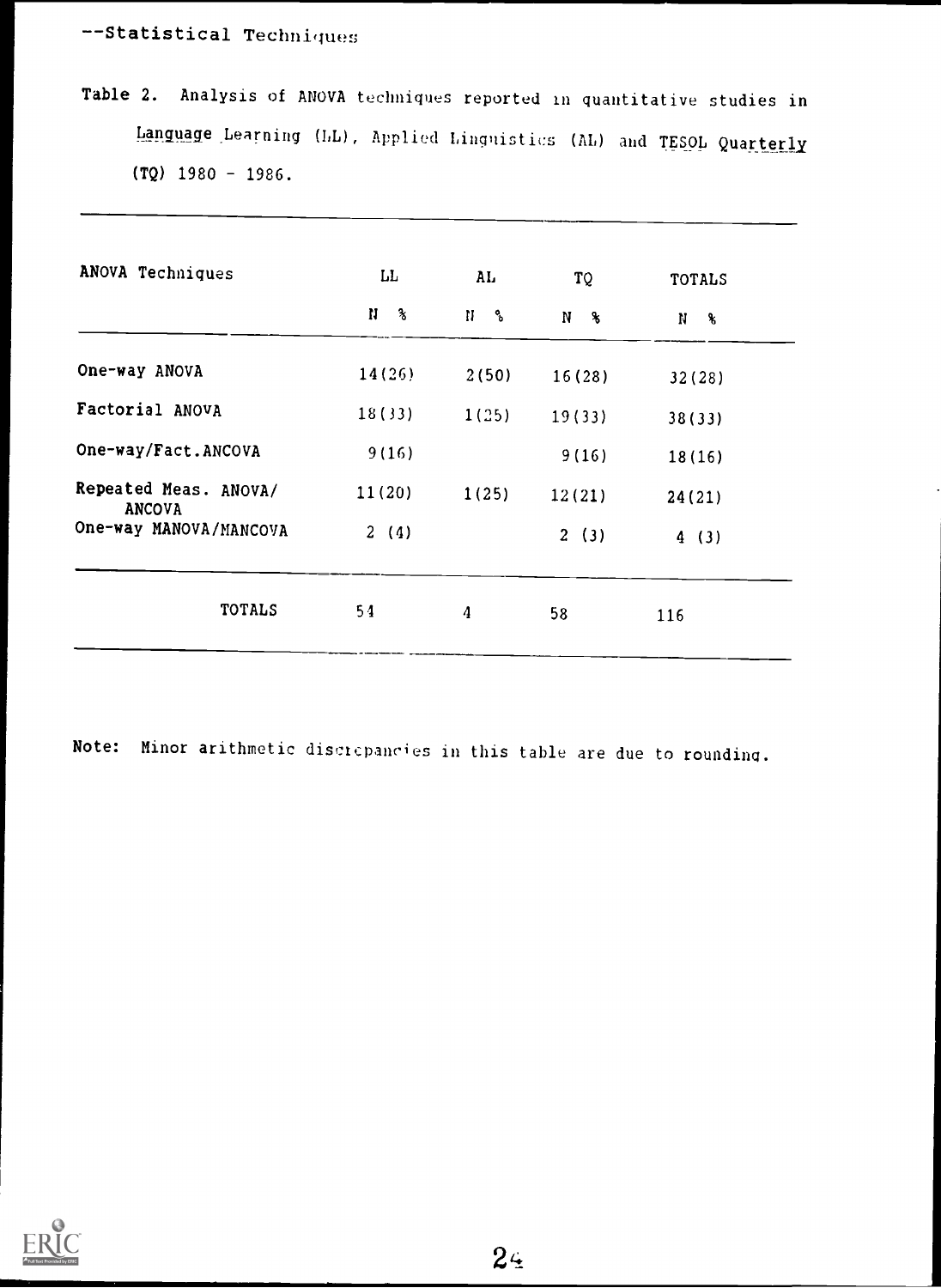--Statistical Techniques

Table 2. Analysis of ANOVA techniques reported in quantitative studies in *Language Learning* (LL), *Applied Linguistics* (AL) and *TESOL Quarterly* (TQ) 1980 - 1986.

| ANOVA Techniques | LL | AL | TQ | TOTALS |
|---|---|---|---|---|
| | N % | N % | N % | N % |
| One-way ANOVA | 14(26) | 2(50) | 16(28) | 32(28) |
| Factorial ANOVA | 18(33) | 1(25) | 19(33) | 38(33) |
| One-way/Fact.ANCOVA | 9(16) | | 9(16) | 18(16) |
| Repeated Meas. ANOVA/ ANCOVA | 11(20) | 1(25) | 12(21) | 24(21) |
| One-way MANOVA/MANCOVA | 2 (4) | | 2 (3) | 4 (3) |
| TOTALS | 54 | 4 | 58 | 116 |

Note: Minor arithmetic discrepancies in this table are due to rounding.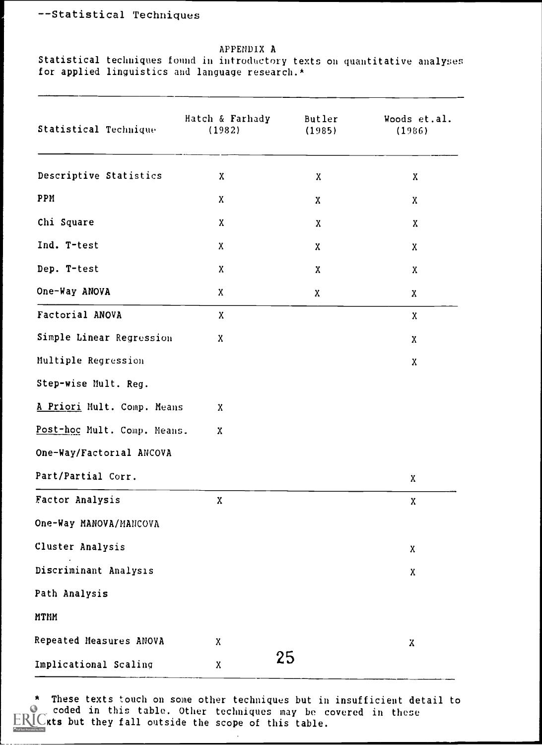--Statistical Techniques

APPENDIX A

Statistical techniques found in introductory texts on quantitative analyses for applied linguistics and language research.*

| Statistical Technique | Hatch & Farhady (1982) | Butler (1985) | Woods et.al. (1986) |
|---|---|---|---|
| Descriptive Statistics | X | X | X |
| PPM | X | X | X |
| Chi Square | X | X | X |
| Ind. T-test | X | X | X |
| Dep. T-test | X | X | X |
| One-Way ANOVA | X | X | X |
| Factorial ANOVA | X | | X |
| Simple Linear Regression | X | | X |
| Multiple Regression | | | X |
| Step-wise Mult. Reg. | | | |
| *A Priori* Mult. Comp. Means | X | | |
| *Post-hoc* Mult. Comp. Means. | X | | |
| One-Way/Factorial ANCOVA | | | |
| Part/Partial Corr. | | | X |
| Factor Analysis | X | | X |
| One-Way MANOVA/MANCOVA | | | |
| Cluster Analysis | | | X |
| Discriminant Analysis | | | X |
| Path Analysis | | | |
| MTMM | | | |
| Repeated Measures ANOVA | X | | X |
| Implicational Scaling | X | | |

\* These texts touch on some other techniques but in insufficient detail to coded in this table. Other techniques may be covered in these texts but they fall outside the scope of this table.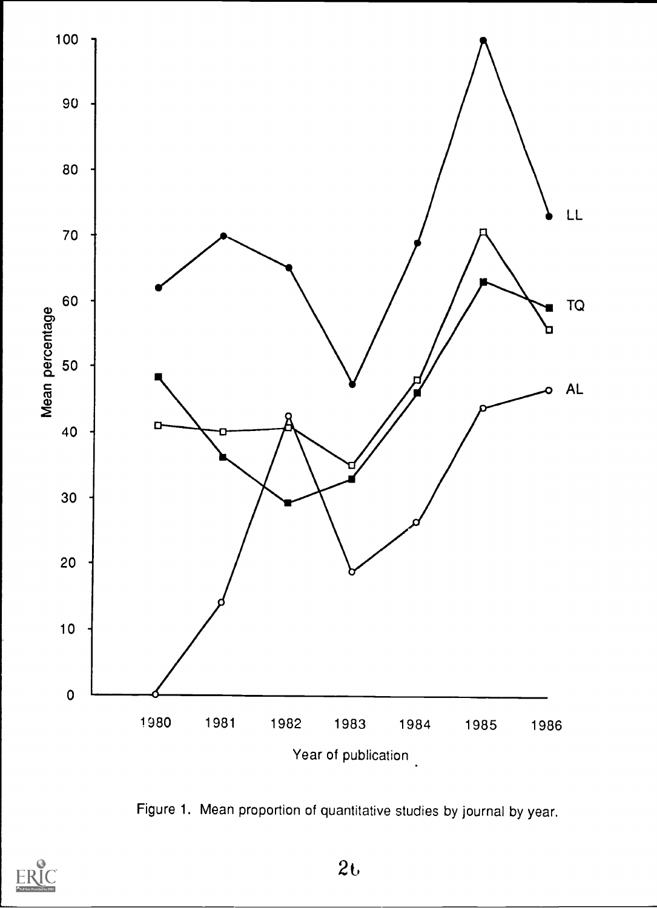100

90

80

70

60

50

40

30

20

10

0

Mean percentage

1980 1981 1982 1983 1984 1985 1986

Year of publication

LL

TQ

AL

Figure 1. Mean proportion of quantitative studies by journal by year.